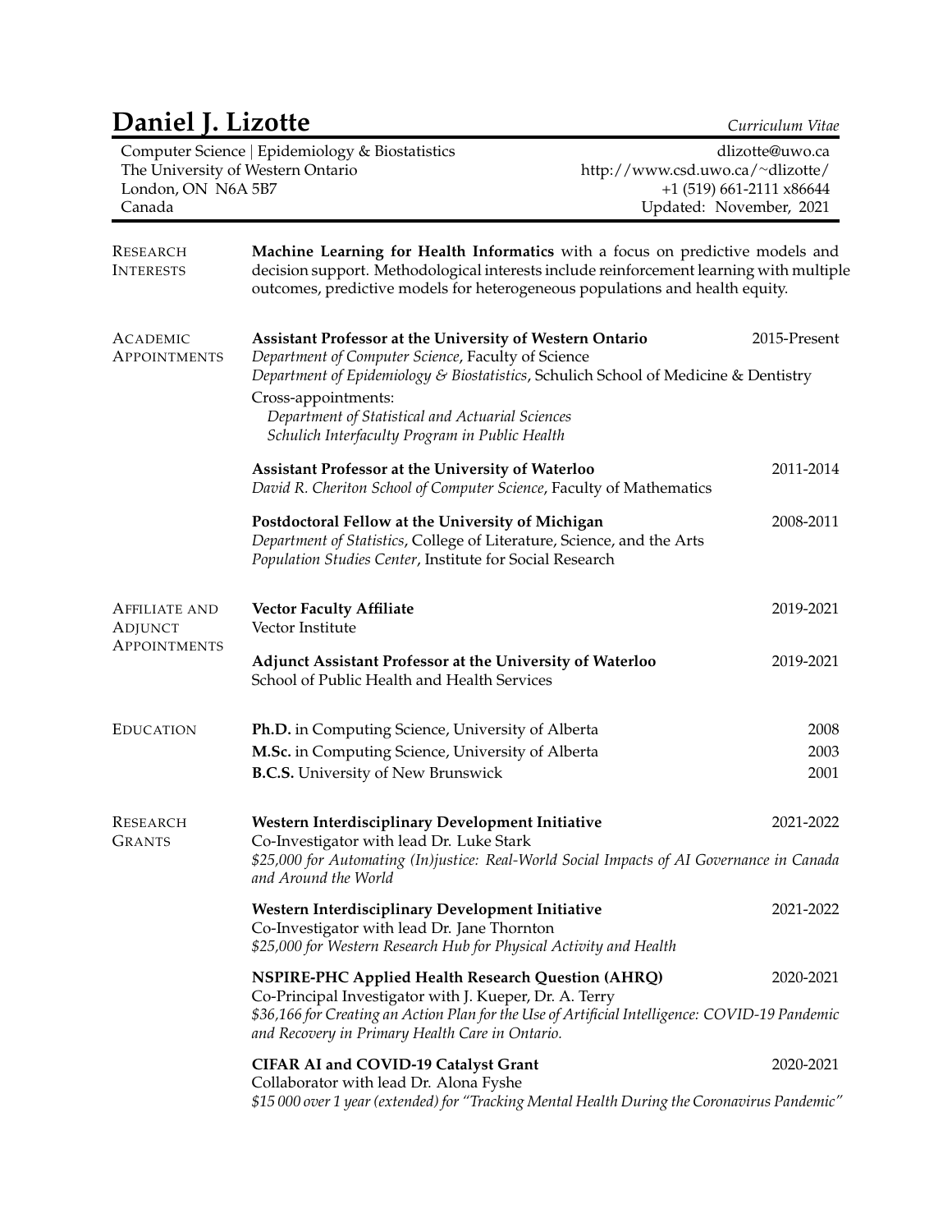# Daniel J. Lizotte

*Curriculum Vitae*

Computer Science | Epidemiology & Biostatistics
The University of Western Ontario
London, ON N6A 5B7
Canada

dlizotte@uwo.ca
http://www.csd.uwo.ca/~dlizotte/
+1 (519) 661-2111 x86644
Updated: November, 2021

## Research Interests

**Machine Learning for Health Informatics** with a focus on predictive models and decision support. Methodological interests include reinforcement learning with multiple outcomes, predictive models for heterogeneous populations and health equity.

## Academic Appointments

**Assistant Professor at the University of Western Ontario** — 2015-Present
*Department of Computer Science*, Faculty of Science
*Department of Epidemiology & Biostatistics*, Schulich School of Medicine & Dentistry
Cross-appointments:
*Department of Statistical and Actuarial Sciences*
*Schulich Interfaculty Program in Public Health*

**Assistant Professor at the University of Waterloo** — 2011-2014
*David R. Cheriton School of Computer Science*, Faculty of Mathematics

**Postdoctoral Fellow at the University of Michigan** — 2008-2011
*Department of Statistics*, College of Literature, Science, and the Arts
*Population Studies Center*, Institute for Social Research

## Affiliate and Adjunct Appointments

**Vector Faculty Affiliate** — 2019-2021
Vector Institute

**Adjunct Assistant Professor at the University of Waterloo** — 2019-2021
School of Public Health and Health Services

## Education

**Ph.D.** in Computing Science, University of Alberta — 2008
**M.Sc.** in Computing Science, University of Alberta — 2003
**B.C.S.** University of New Brunswick — 2001

## Research Grants

**Western Interdisciplinary Development Initiative** — 2021-2022
Co-Investigator with lead Dr. Luke Stark
*$25,000 for Automating (In)justice: Real-World Social Impacts of AI Governance in Canada and Around the World*

**Western Interdisciplinary Development Initiative** — 2021-2022
Co-Investigator with lead Dr. Jane Thornton
*$25,000 for Western Research Hub for Physical Activity and Health*

**NSPIRE-PHC Applied Health Research Question (AHRQ)** — 2020-2021
Co-Principal Investigator with J. Kueper, Dr. A. Terry
*$36,166 for Creating an Action Plan for the Use of Artificial Intelligence: COVID-19 Pandemic and Recovery in Primary Health Care in Ontario.*

**CIFAR AI and COVID-19 Catalyst Grant** — 2020-2021
Collaborator with lead Dr. Alona Fyshe
*$15 000 over 1 year (extended) for "Tracking Mental Health During the Coronavirus Pandemic"*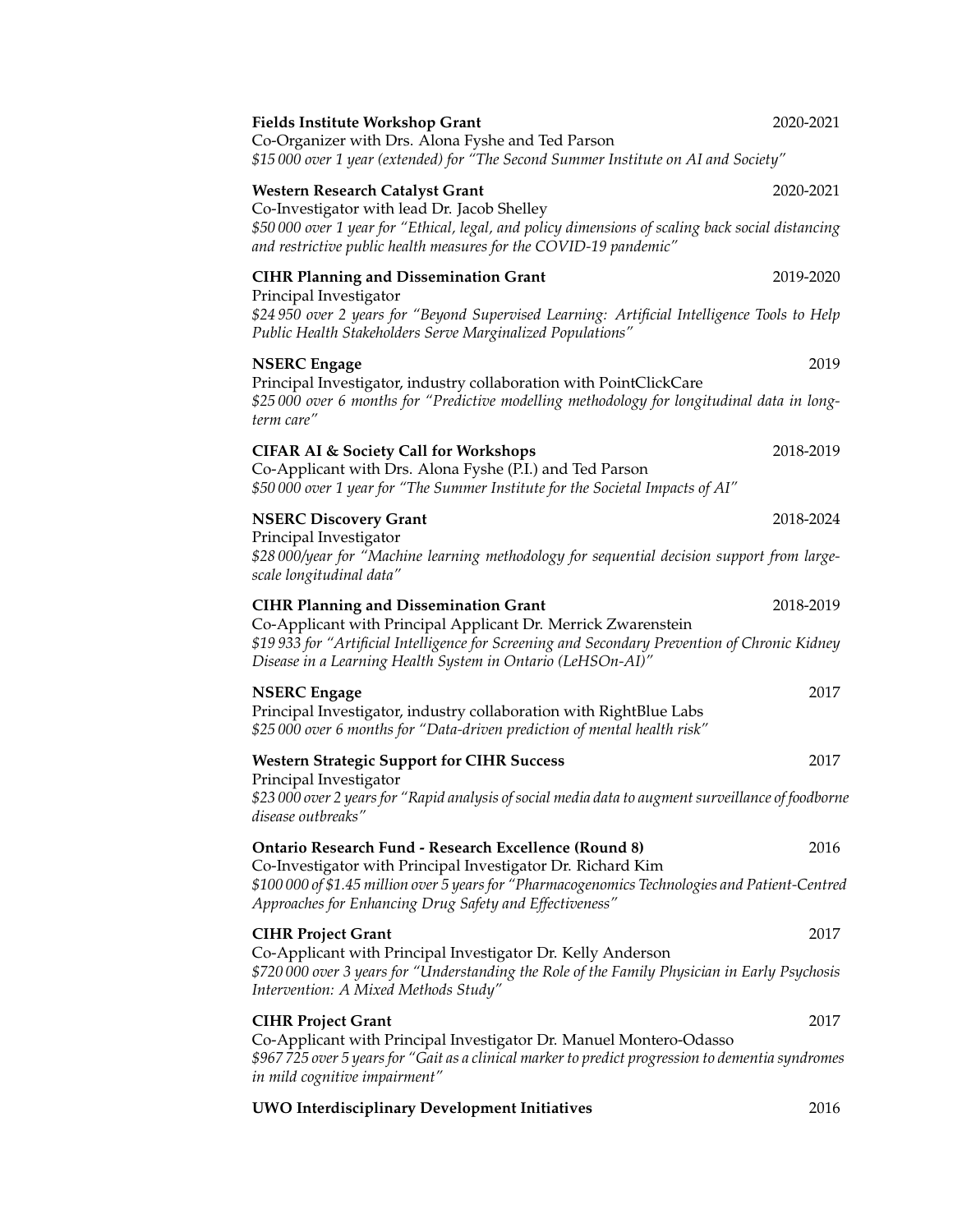**Fields Institute Workshop Grant** 2020-2021
Co-Organizer with Drs. Alona Fyshe and Ted Parson
*$15 000 over 1 year (extended) for "The Second Summer Institute on AI and Society"*

**Western Research Catalyst Grant** 2020-2021
Co-Investigator with lead Dr. Jacob Shelley
*$50 000 over 1 year for "Ethical, legal, and policy dimensions of scaling back social distancing and restrictive public health measures for the COVID-19 pandemic"*

**CIHR Planning and Dissemination Grant** 2019-2020
Principal Investigator
*$24 950 over 2 years for "Beyond Supervised Learning: Artificial Intelligence Tools to Help Public Health Stakeholders Serve Marginalized Populations"*

**NSERC Engage** 2019
Principal Investigator, industry collaboration with PointClickCare
*$25 000 over 6 months for "Predictive modelling methodology for longitudinal data in long-term care"*

**CIFAR AI & Society Call for Workshops** 2018-2019
Co-Applicant with Drs. Alona Fyshe (P.I.) and Ted Parson
*$50 000 over 1 year for "The Summer Institute for the Societal Impacts of AI"*

**NSERC Discovery Grant** 2018-2024
Principal Investigator
*$28 000/year for "Machine learning methodology for sequential decision support from large-scale longitudinal data"*

**CIHR Planning and Dissemination Grant** 2018-2019
Co-Applicant with Principal Applicant Dr. Merrick Zwarenstein
*$19 933 for "Artificial Intelligence for Screening and Secondary Prevention of Chronic Kidney Disease in a Learning Health System in Ontario (LeHSOn-AI)"*

**NSERC Engage** 2017
Principal Investigator, industry collaboration with RightBlue Labs
*$25 000 over 6 months for "Data-driven prediction of mental health risk"*

**Western Strategic Support for CIHR Success** 2017
Principal Investigator
*$23 000 over 2 years for "Rapid analysis of social media data to augment surveillance of foodborne disease outbreaks"*

**Ontario Research Fund - Research Excellence (Round 8)** 2016
Co-Investigator with Principal Investigator Dr. Richard Kim
*$100 000 of $1.45 million over 5 years for "Pharmacogenomics Technologies and Patient-Centred Approaches for Enhancing Drug Safety and Effectiveness"*

**CIHR Project Grant** 2017
Co-Applicant with Principal Investigator Dr. Kelly Anderson
*$720 000 over 3 years for "Understanding the Role of the Family Physician in Early Psychosis Intervention: A Mixed Methods Study"*

**CIHR Project Grant** 2017
Co-Applicant with Principal Investigator Dr. Manuel Montero-Odasso
*$967 725 over 5 years for "Gait as a clinical marker to predict progression to dementia syndromes in mild cognitive impairment"*

**UWO Interdisciplinary Development Initiatives** 2016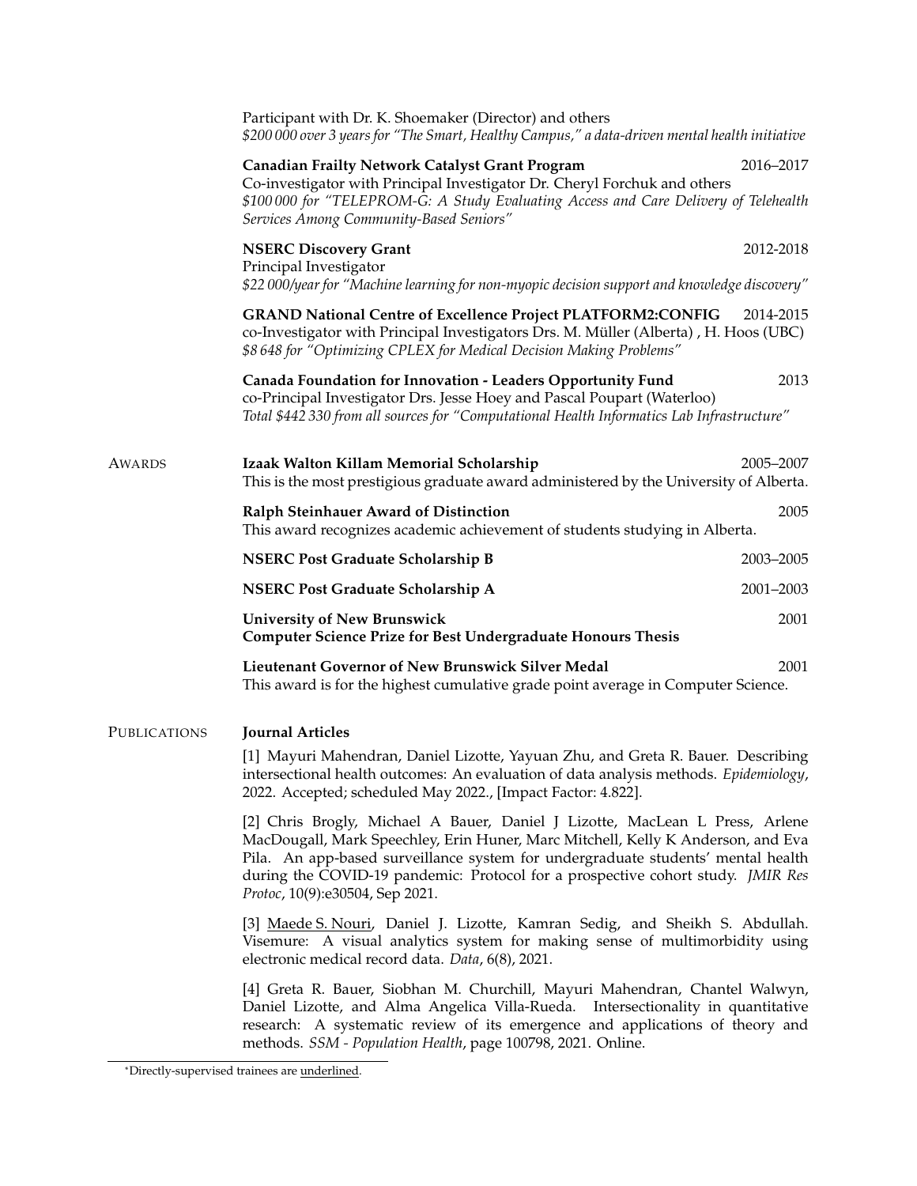Participant with Dr. K. Shoemaker (Director) and others
*$200 000 over 3 years for "The Smart, Healthy Campus," a data-driven mental health initiative*

**Canadian Frailty Network Catalyst Grant Program** 2016–2017
Co-investigator with Principal Investigator Dr. Cheryl Forchuk and others
*$100 000 for "TELEPROM-G: A Study Evaluating Access and Care Delivery of Telehealth Services Among Community-Based Seniors"*

**NSERC Discovery Grant** 2012-2018
Principal Investigator
*$22 000/year for "Machine learning for non-myopic decision support and knowledge discovery"*

**GRAND National Centre of Excellence Project PLATFORM2:CONFIG** 2014-2015
co-Investigator with Principal Investigators Drs. M. Müller (Alberta) , H. Hoos (UBC)
*$8 648 for "Optimizing CPLEX for Medical Decision Making Problems"*

**Canada Foundation for Innovation - Leaders Opportunity Fund** 2013
co-Principal Investigator Drs. Jesse Hoey and Pascal Poupart (Waterloo)
*Total $442 330 from all sources for "Computational Health Informatics Lab Infrastructure"*

## Awards

**Izaak Walton Killam Memorial Scholarship** 2005–2007
This is the most prestigious graduate award administered by the University of Alberta.

**Ralph Steinhauer Award of Distinction** 2005
This award recognizes academic achievement of students studying in Alberta.

**NSERC Post Graduate Scholarship B** 2003–2005

**NSERC Post Graduate Scholarship A** 2001–2003

**University of New Brunswick** 2001
**Computer Science Prize for Best Undergraduate Honours Thesis**

**Lieutenant Governor of New Brunswick Silver Medal** 2001
This award is for the highest cumulative grade point average in Computer Science.

## Publications

### Journal Articles

[1] Mayuri Mahendran, Daniel Lizotte, Yayuan Zhu, and Greta R. Bauer. Describing intersectional health outcomes: An evaluation of data analysis methods. *Epidemiology*, 2022. Accepted; scheduled May 2022., [Impact Factor: 4.822].

[2] Chris Brogly, Michael A Bauer, Daniel J Lizotte, MacLean L Press, Arlene MacDougall, Mark Speechley, Erin Huner, Marc Mitchell, Kelly K Anderson, and Eva Pila. An app-based surveillance system for undergraduate students' mental health during the COVID-19 pandemic: Protocol for a prospective cohort study. *JMIR Res Protoc*, 10(9):e30504, Sep 2021.

[3] <u>Maede S. Nouri</u>, Daniel J. Lizotte, Kamran Sedig, and Sheikh S. Abdullah. Visemure: A visual analytics system for making sense of multimorbidity using electronic medical record data. *Data*, 6(8), 2021.

[4] Greta R. Bauer, Siobhan M. Churchill, Mayuri Mahendran, Chantel Walwyn, Daniel Lizotte, and Alma Angelica Villa-Rueda. Intersectionality in quantitative research: A systematic review of its emergence and applications of theory and methods. *SSM - Population Health*, page 100798, 2021. Online.

*Directly-supervised trainees are <u>underlined</u>.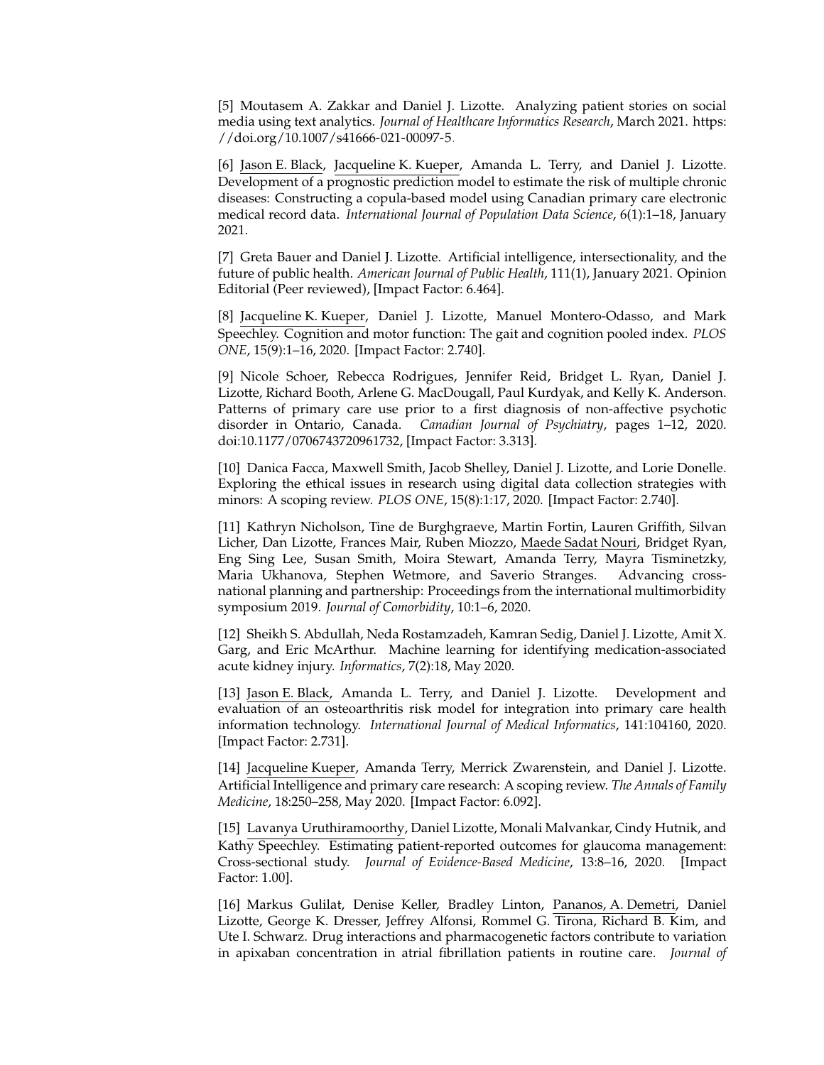[5] Moutasem A. Zakkar and Daniel J. Lizotte. Analyzing patient stories on social media using text analytics. *Journal of Healthcare Informatics Research*, March 2021. https://doi.org/10.1007/s41666-021-00097-5.

[6] Jason E. Black, Jacqueline K. Kueper, Amanda L. Terry, and Daniel J. Lizotte. Development of a prognostic prediction model to estimate the risk of multiple chronic diseases: Constructing a copula-based model using Canadian primary care electronic medical record data. *International Journal of Population Data Science*, 6(1):1–18, January 2021.

[7] Greta Bauer and Daniel J. Lizotte. Artificial intelligence, intersectionality, and the future of public health. *American Journal of Public Health*, 111(1), January 2021. Opinion Editorial (Peer reviewed), [Impact Factor: 6.464].

[8] Jacqueline K. Kueper, Daniel J. Lizotte, Manuel Montero-Odasso, and Mark Speechley. Cognition and motor function: The gait and cognition pooled index. *PLOS ONE*, 15(9):1–16, 2020. [Impact Factor: 2.740].

[9] Nicole Schoer, Rebecca Rodrigues, Jennifer Reid, Bridget L. Ryan, Daniel J. Lizotte, Richard Booth, Arlene G. MacDougall, Paul Kurdyak, and Kelly K. Anderson. Patterns of primary care use prior to a first diagnosis of non-affective psychotic disorder in Ontario, Canada. *Canadian Journal of Psychiatry*, pages 1–12, 2020. doi:10.1177/0706743720961732, [Impact Factor: 3.313].

[10] Danica Facca, Maxwell Smith, Jacob Shelley, Daniel J. Lizotte, and Lorie Donelle. Exploring the ethical issues in research using digital data collection strategies with minors: A scoping review. *PLOS ONE*, 15(8):1:17, 2020. [Impact Factor: 2.740].

[11] Kathryn Nicholson, Tine de Burghgraeve, Martin Fortin, Lauren Griffith, Silvan Licher, Dan Lizotte, Frances Mair, Ruben Miozzo, Maede Sadat Nouri, Bridget Ryan, Eng Sing Lee, Susan Smith, Moira Stewart, Amanda Terry, Mayra Tisminetzky, Maria Ukhanova, Stephen Wetmore, and Saverio Stranges. Advancing cross-national planning and partnership: Proceedings from the international multimorbidity symposium 2019. *Journal of Comorbidity*, 10:1–6, 2020.

[12] Sheikh S. Abdullah, Neda Rostamzadeh, Kamran Sedig, Daniel J. Lizotte, Amit X. Garg, and Eric McArthur. Machine learning for identifying medication-associated acute kidney injury. *Informatics*, 7(2):18, May 2020.

[13] Jason E. Black, Amanda L. Terry, and Daniel J. Lizotte. Development and evaluation of an osteoarthritis risk model for integration into primary care health information technology. *International Journal of Medical Informatics*, 141:104160, 2020. [Impact Factor: 2.731].

[14] Jacqueline Kueper, Amanda Terry, Merrick Zwarenstein, and Daniel J. Lizotte. Artificial Intelligence and primary care research: A scoping review. *The Annals of Family Medicine*, 18:250–258, May 2020. [Impact Factor: 6.092].

[15] Lavanya Uruthiramoorthy, Daniel Lizotte, Monali Malvankar, Cindy Hutnik, and Kathy Speechley. Estimating patient-reported outcomes for glaucoma management: Cross-sectional study. *Journal of Evidence-Based Medicine*, 13:8–16, 2020. [Impact Factor: 1.00].

[16] Markus Gulilat, Denise Keller, Bradley Linton, Pananos, A. Demetri, Daniel Lizotte, George K. Dresser, Jeffrey Alfonsi, Rommel G. Tirona, Richard B. Kim, and Ute I. Schwarz. Drug interactions and pharmacogenetic factors contribute to variation in apixaban concentration in atrial fibrillation patients in routine care. *Journal of*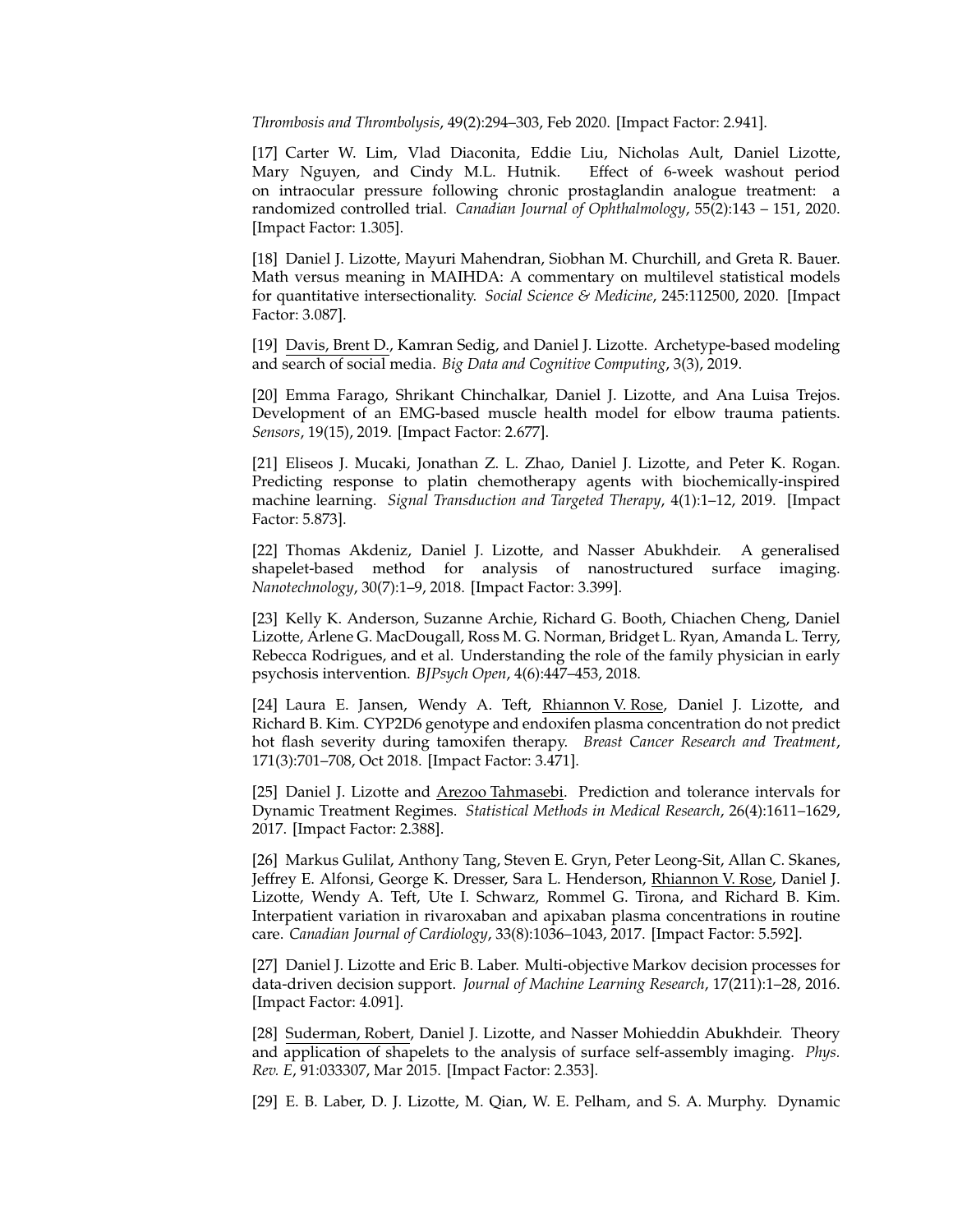*Thrombosis and Thrombolysis*, 49(2):294–303, Feb 2020. [Impact Factor: 2.941].

[17] Carter W. Lim, Vlad Diaconita, Eddie Liu, Nicholas Ault, Daniel Lizotte, Mary Nguyen, and Cindy M.L. Hutnik. Effect of 6-week washout period on intraocular pressure following chronic prostaglandin analogue treatment: a randomized controlled trial. *Canadian Journal of Ophthalmology*, 55(2):143 – 151, 2020. [Impact Factor: 1.305].

[18] Daniel J. Lizotte, Mayuri Mahendran, Siobhan M. Churchill, and Greta R. Bauer. Math versus meaning in MAIHDA: A commentary on multilevel statistical models for quantitative intersectionality. *Social Science & Medicine*, 245:112500, 2020. [Impact Factor: 3.087].

[19] Davis, Brent D., Kamran Sedig, and Daniel J. Lizotte. Archetype-based modeling and search of social media. *Big Data and Cognitive Computing*, 3(3), 2019.

[20] Emma Farago, Shrikant Chinchalkar, Daniel J. Lizotte, and Ana Luisa Trejos. Development of an EMG-based muscle health model for elbow trauma patients. *Sensors*, 19(15), 2019. [Impact Factor: 2.677].

[21] Eliseos J. Mucaki, Jonathan Z. L. Zhao, Daniel J. Lizotte, and Peter K. Rogan. Predicting response to platin chemotherapy agents with biochemically-inspired machine learning. *Signal Transduction and Targeted Therapy*, 4(1):1–12, 2019. [Impact Factor: 5.873].

[22] Thomas Akdeniz, Daniel J. Lizotte, and Nasser Abukhdeir. A generalised shapelet-based method for analysis of nanostructured surface imaging. *Nanotechnology*, 30(7):1–9, 2018. [Impact Factor: 3.399].

[23] Kelly K. Anderson, Suzanne Archie, Richard G. Booth, Chiachen Cheng, Daniel Lizotte, Arlene G. MacDougall, Ross M. G. Norman, Bridget L. Ryan, Amanda L. Terry, Rebecca Rodrigues, and et al. Understanding the role of the family physician in early psychosis intervention. *BJPsych Open*, 4(6):447–453, 2018.

[24] Laura E. Jansen, Wendy A. Teft, Rhiannon V. Rose, Daniel J. Lizotte, and Richard B. Kim. CYP2D6 genotype and endoxifen plasma concentration do not predict hot flash severity during tamoxifen therapy. *Breast Cancer Research and Treatment*, 171(3):701–708, Oct 2018. [Impact Factor: 3.471].

[25] Daniel J. Lizotte and Arezoo Tahmasebi. Prediction and tolerance intervals for Dynamic Treatment Regimes. *Statistical Methods in Medical Research*, 26(4):1611–1629, 2017. [Impact Factor: 2.388].

[26] Markus Gulilat, Anthony Tang, Steven E. Gryn, Peter Leong-Sit, Allan C. Skanes, Jeffrey E. Alfonsi, George K. Dresser, Sara L. Henderson, Rhiannon V. Rose, Daniel J. Lizotte, Wendy A. Teft, Ute I. Schwarz, Rommel G. Tirona, and Richard B. Kim. Interpatient variation in rivaroxaban and apixaban plasma concentrations in routine care. *Canadian Journal of Cardiology*, 33(8):1036–1043, 2017. [Impact Factor: 5.592].

[27] Daniel J. Lizotte and Eric B. Laber. Multi-objective Markov decision processes for data-driven decision support. *Journal of Machine Learning Research*, 17(211):1–28, 2016. [Impact Factor: 4.091].

[28] Suderman, Robert, Daniel J. Lizotte, and Nasser Mohieddin Abukhdeir. Theory and application of shapelets to the analysis of surface self-assembly imaging. *Phys. Rev. E*, 91:033307, Mar 2015. [Impact Factor: 2.353].

[29] E. B. Laber, D. J. Lizotte, M. Qian, W. E. Pelham, and S. A. Murphy. Dynamic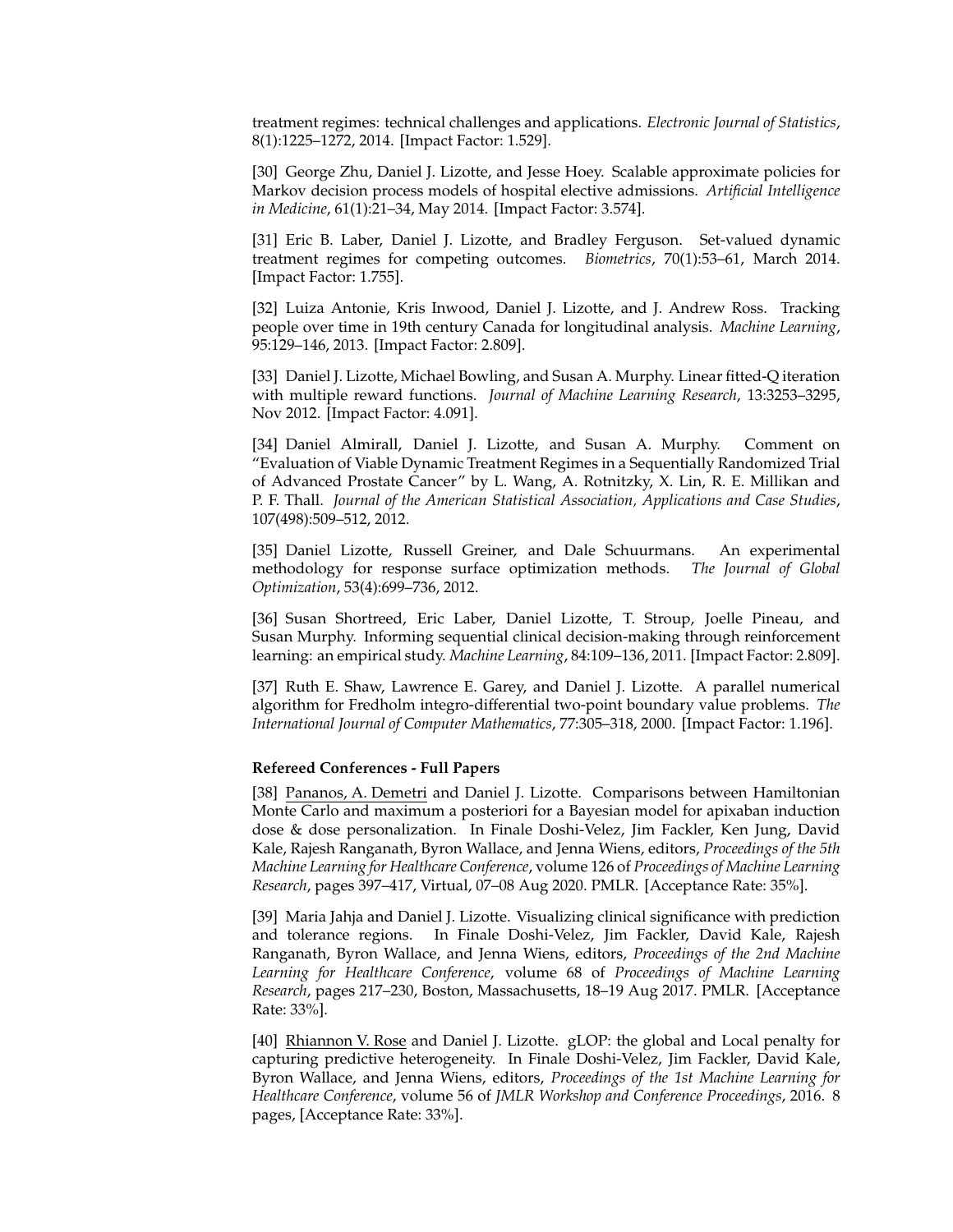treatment regimes: technical challenges and applications. *Electronic Journal of Statistics*, 8(1):1225–1272, 2014. [Impact Factor: 1.529].

[30] George Zhu, Daniel J. Lizotte, and Jesse Hoey. Scalable approximate policies for Markov decision process models of hospital elective admissions. *Artificial Intelligence in Medicine*, 61(1):21–34, May 2014. [Impact Factor: 3.574].

[31] Eric B. Laber, Daniel J. Lizotte, and Bradley Ferguson. Set-valued dynamic treatment regimes for competing outcomes. *Biometrics*, 70(1):53–61, March 2014. [Impact Factor: 1.755].

[32] Luiza Antonie, Kris Inwood, Daniel J. Lizotte, and J. Andrew Ross. Tracking people over time in 19th century Canada for longitudinal analysis. *Machine Learning*, 95:129–146, 2013. [Impact Factor: 2.809].

[33] Daniel J. Lizotte, Michael Bowling, and Susan A. Murphy. Linear fitted-Q iteration with multiple reward functions. *Journal of Machine Learning Research*, 13:3253–3295, Nov 2012. [Impact Factor: 4.091].

[34] Daniel Almirall, Daniel J. Lizotte, and Susan A. Murphy. Comment on "Evaluation of Viable Dynamic Treatment Regimes in a Sequentially Randomized Trial of Advanced Prostate Cancer" by L. Wang, A. Rotnitzky, X. Lin, R. E. Millikan and P. F. Thall. *Journal of the American Statistical Association, Applications and Case Studies*, 107(498):509–512, 2012.

[35] Daniel Lizotte, Russell Greiner, and Dale Schuurmans. An experimental methodology for response surface optimization methods. *The Journal of Global Optimization*, 53(4):699–736, 2012.

[36] Susan Shortreed, Eric Laber, Daniel Lizotte, T. Stroup, Joelle Pineau, and Susan Murphy. Informing sequential clinical decision-making through reinforcement learning: an empirical study. *Machine Learning*, 84:109–136, 2011. [Impact Factor: 2.809].

[37] Ruth E. Shaw, Lawrence E. Garey, and Daniel J. Lizotte. A parallel numerical algorithm for Fredholm integro-differential two-point boundary value problems. *The International Journal of Computer Mathematics*, 77:305–318, 2000. [Impact Factor: 1.196].

**Refereed Conferences - Full Papers**

[38] Pananos, A. Demetri and Daniel J. Lizotte. Comparisons between Hamiltonian Monte Carlo and maximum a posteriori for a Bayesian model for apixaban induction dose & dose personalization. In Finale Doshi-Velez, Jim Fackler, Ken Jung, David Kale, Rajesh Ranganath, Byron Wallace, and Jenna Wiens, editors, *Proceedings of the 5th Machine Learning for Healthcare Conference*, volume 126 of *Proceedings of Machine Learning Research*, pages 397–417, Virtual, 07–08 Aug 2020. PMLR. [Acceptance Rate: 35%].

[39] Maria Jahja and Daniel J. Lizotte. Visualizing clinical significance with prediction and tolerance regions. In Finale Doshi-Velez, Jim Fackler, David Kale, Rajesh Ranganath, Byron Wallace, and Jenna Wiens, editors, *Proceedings of the 2nd Machine Learning for Healthcare Conference*, volume 68 of *Proceedings of Machine Learning Research*, pages 217–230, Boston, Massachusetts, 18–19 Aug 2017. PMLR. [Acceptance Rate: 33%].

[40] Rhiannon V. Rose and Daniel J. Lizotte. gLOP: the global and Local penalty for capturing predictive heterogeneity. In Finale Doshi-Velez, Jim Fackler, David Kale, Byron Wallace, and Jenna Wiens, editors, *Proceedings of the 1st Machine Learning for Healthcare Conference*, volume 56 of *JMLR Workshop and Conference Proceedings*, 2016. 8 pages, [Acceptance Rate: 33%].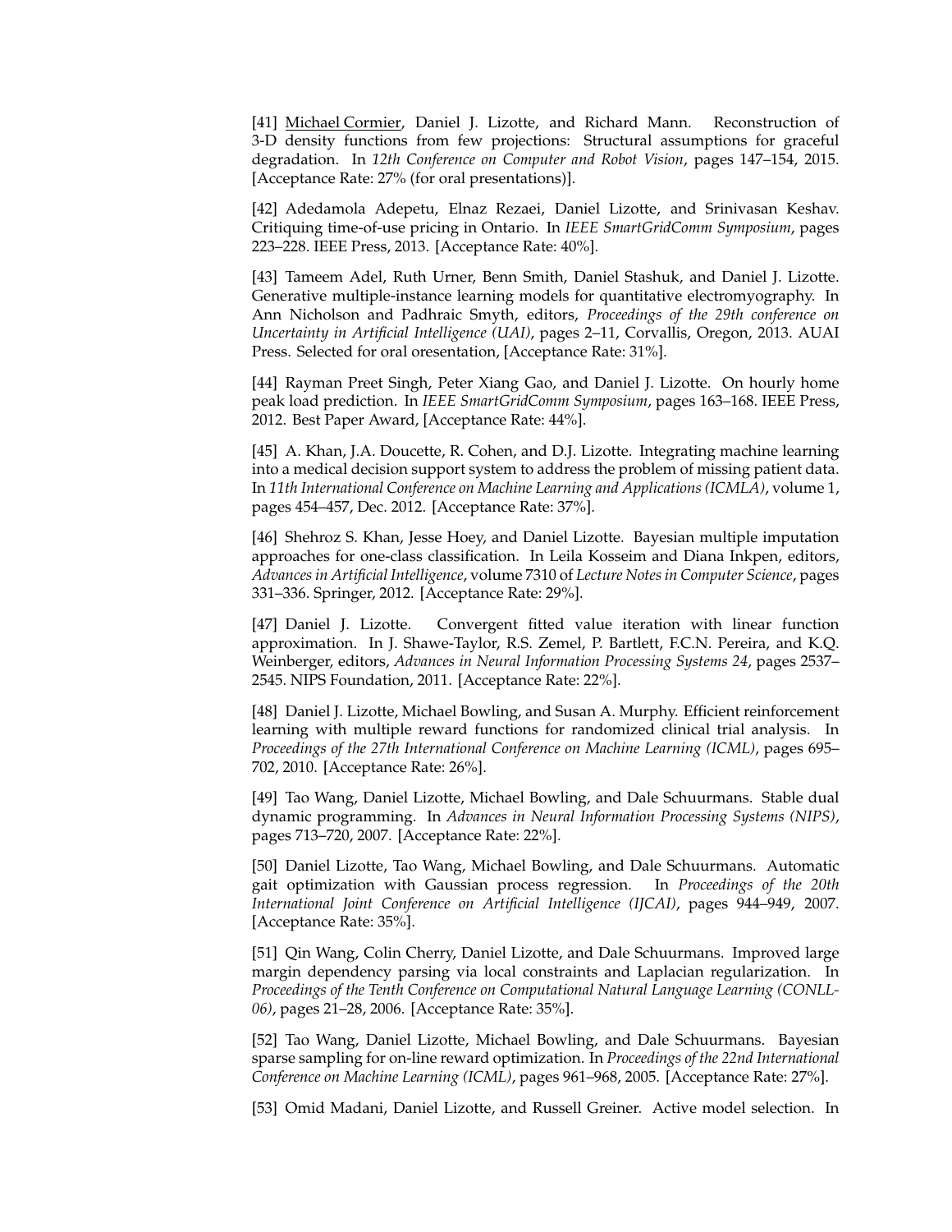[41] Michael Cormier, Daniel J. Lizotte, and Richard Mann. Reconstruction of 3-D density functions from few projections: Structural assumptions for graceful degradation. In *12th Conference on Computer and Robot Vision*, pages 147–154, 2015. [Acceptance Rate: 27% (for oral presentations)].

[42] Adedamola Adepetu, Elnaz Rezaei, Daniel Lizotte, and Srinivasan Keshav. Critiquing time-of-use pricing in Ontario. In *IEEE SmartGridComm Symposium*, pages 223–228. IEEE Press, 2013. [Acceptance Rate: 40%].

[43] Tameem Adel, Ruth Urner, Benn Smith, Daniel Stashuk, and Daniel J. Lizotte. Generative multiple-instance learning models for quantitative electromyography. In Ann Nicholson and Padhraic Smyth, editors, *Proceedings of the 29th conference on Uncertainty in Artificial Intelligence (UAI)*, pages 2–11, Corvallis, Oregon, 2013. AUAI Press. Selected for oral oresentation, [Acceptance Rate: 31%].

[44] Rayman Preet Singh, Peter Xiang Gao, and Daniel J. Lizotte. On hourly home peak load prediction. In *IEEE SmartGridComm Symposium*, pages 163–168. IEEE Press, 2012. Best Paper Award, [Acceptance Rate: 44%].

[45] A. Khan, J.A. Doucette, R. Cohen, and D.J. Lizotte. Integrating machine learning into a medical decision support system to address the problem of missing patient data. In *11th International Conference on Machine Learning and Applications (ICMLA)*, volume 1, pages 454–457, Dec. 2012. [Acceptance Rate: 37%].

[46] Shehroz S. Khan, Jesse Hoey, and Daniel Lizotte. Bayesian multiple imputation approaches for one-class classification. In Leila Kosseim and Diana Inkpen, editors, *Advances in Artificial Intelligence*, volume 7310 of *Lecture Notes in Computer Science*, pages 331–336. Springer, 2012. [Acceptance Rate: 29%].

[47] Daniel J. Lizotte. Convergent fitted value iteration with linear function approximation. In J. Shawe-Taylor, R.S. Zemel, P. Bartlett, F.C.N. Pereira, and K.Q. Weinberger, editors, *Advances in Neural Information Processing Systems 24*, pages 2537–2545. NIPS Foundation, 2011. [Acceptance Rate: 22%].

[48] Daniel J. Lizotte, Michael Bowling, and Susan A. Murphy. Efficient reinforcement learning with multiple reward functions for randomized clinical trial analysis. In *Proceedings of the 27th International Conference on Machine Learning (ICML)*, pages 695–702, 2010. [Acceptance Rate: 26%].

[49] Tao Wang, Daniel Lizotte, Michael Bowling, and Dale Schuurmans. Stable dual dynamic programming. In *Advances in Neural Information Processing Systems (NIPS)*, pages 713–720, 2007. [Acceptance Rate: 22%].

[50] Daniel Lizotte, Tao Wang, Michael Bowling, and Dale Schuurmans. Automatic gait optimization with Gaussian process regression. In *Proceedings of the 20th International Joint Conference on Artificial Intelligence (IJCAI)*, pages 944–949, 2007. [Acceptance Rate: 35%].

[51] Qin Wang, Colin Cherry, Daniel Lizotte, and Dale Schuurmans. Improved large margin dependency parsing via local constraints and Laplacian regularization. In *Proceedings of the Tenth Conference on Computational Natural Language Learning (CONLL-06)*, pages 21–28, 2006. [Acceptance Rate: 35%].

[52] Tao Wang, Daniel Lizotte, Michael Bowling, and Dale Schuurmans. Bayesian sparse sampling for on-line reward optimization. In *Proceedings of the 22nd International Conference on Machine Learning (ICML)*, pages 961–968, 2005. [Acceptance Rate: 27%].

[53] Omid Madani, Daniel Lizotte, and Russell Greiner. Active model selection. In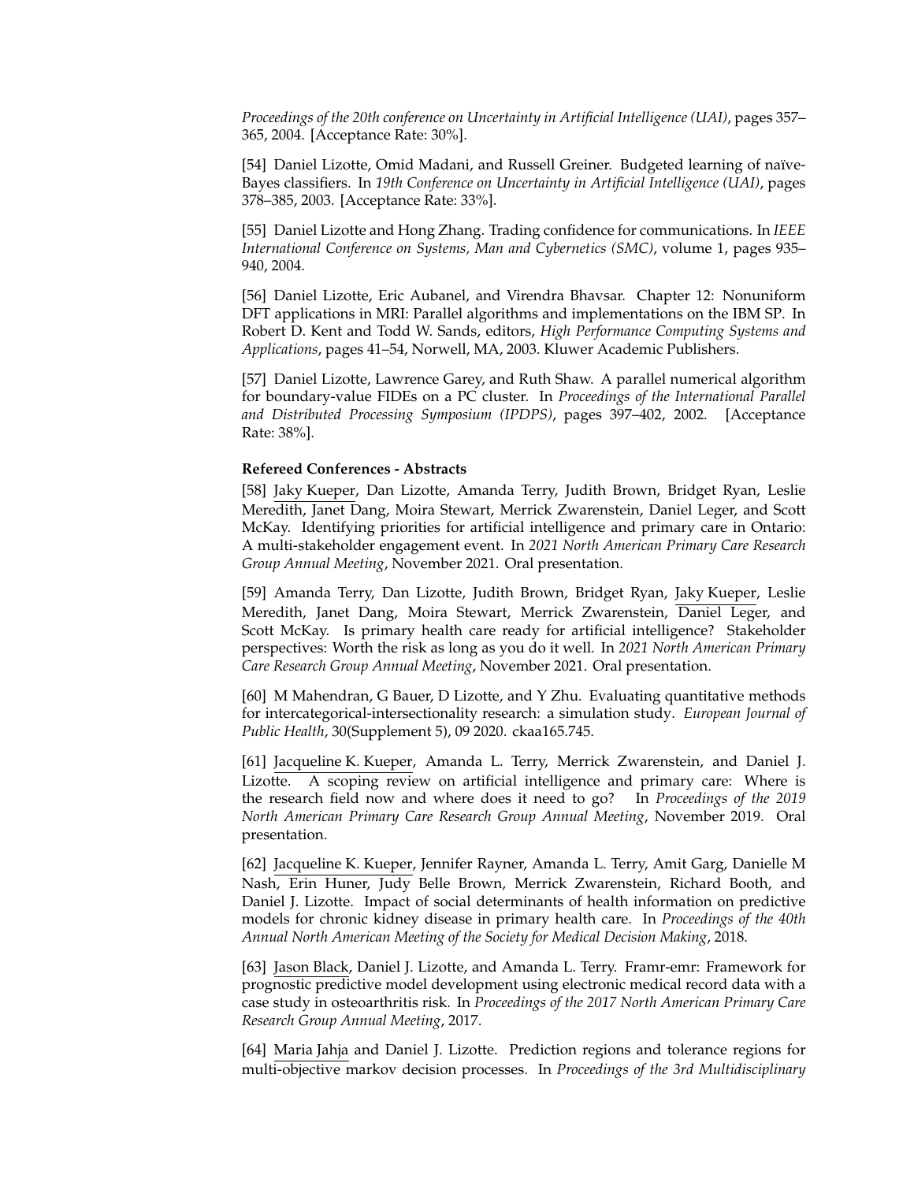*Proceedings of the 20th conference on Uncertainty in Artificial Intelligence (UAI)*, pages 357–365, 2004. [Acceptance Rate: 30%].

[54] Daniel Lizotte, Omid Madani, and Russell Greiner. Budgeted learning of naïve-Bayes classifiers. In *19th Conference on Uncertainty in Artificial Intelligence (UAI)*, pages 378–385, 2003. [Acceptance Rate: 33%].

[55] Daniel Lizotte and Hong Zhang. Trading confidence for communications. In *IEEE International Conference on Systems, Man and Cybernetics (SMC)*, volume 1, pages 935–940, 2004.

[56] Daniel Lizotte, Eric Aubanel, and Virendra Bhavsar. Chapter 12: Nonuniform DFT applications in MRI: Parallel algorithms and implementations on the IBM SP. In Robert D. Kent and Todd W. Sands, editors, *High Performance Computing Systems and Applications*, pages 41–54, Norwell, MA, 2003. Kluwer Academic Publishers.

[57] Daniel Lizotte, Lawrence Garey, and Ruth Shaw. A parallel numerical algorithm for boundary-value FIDEs on a PC cluster. In *Proceedings of the International Parallel and Distributed Processing Symposium (IPDPS)*, pages 397–402, 2002. [Acceptance Rate: 38%].

**Refereed Conferences - Abstracts**

[58] Jaky Kueper, Dan Lizotte, Amanda Terry, Judith Brown, Bridget Ryan, Leslie Meredith, Janet Dang, Moira Stewart, Merrick Zwarenstein, Daniel Leger, and Scott McKay. Identifying priorities for artificial intelligence and primary care in Ontario: A multi-stakeholder engagement event. In *2021 North American Primary Care Research Group Annual Meeting*, November 2021. Oral presentation.

[59] Amanda Terry, Dan Lizotte, Judith Brown, Bridget Ryan, Jaky Kueper, Leslie Meredith, Janet Dang, Moira Stewart, Merrick Zwarenstein, Daniel Leger, and Scott McKay. Is primary health care ready for artificial intelligence? Stakeholder perspectives: Worth the risk as long as you do it well. In *2021 North American Primary Care Research Group Annual Meeting*, November 2021. Oral presentation.

[60] M Mahendran, G Bauer, D Lizotte, and Y Zhu. Evaluating quantitative methods for intercategorical-intersectionality research: a simulation study. *European Journal of Public Health*, 30(Supplement 5), 09 2020. ckaa165.745.

[61] Jacqueline K. Kueper, Amanda L. Terry, Merrick Zwarenstein, and Daniel J. Lizotte. A scoping review on artificial intelligence and primary care: Where is the research field now and where does it need to go? In *Proceedings of the 2019 North American Primary Care Research Group Annual Meeting*, November 2019. Oral presentation.

[62] Jacqueline K. Kueper, Jennifer Rayner, Amanda L. Terry, Amit Garg, Danielle M Nash, Erin Huner, Judy Belle Brown, Merrick Zwarenstein, Richard Booth, and Daniel J. Lizotte. Impact of social determinants of health information on predictive models for chronic kidney disease in primary health care. In *Proceedings of the 40th Annual North American Meeting of the Society for Medical Decision Making*, 2018.

[63] Jason Black, Daniel J. Lizotte, and Amanda L. Terry. Framr-emr: Framework for prognostic predictive model development using electronic medical record data with a case study in osteoarthritis risk. In *Proceedings of the 2017 North American Primary Care Research Group Annual Meeting*, 2017.

[64] Maria Jahja and Daniel J. Lizotte. Prediction regions and tolerance regions for multi-objective markov decision processes. In *Proceedings of the 3rd Multidisciplinary*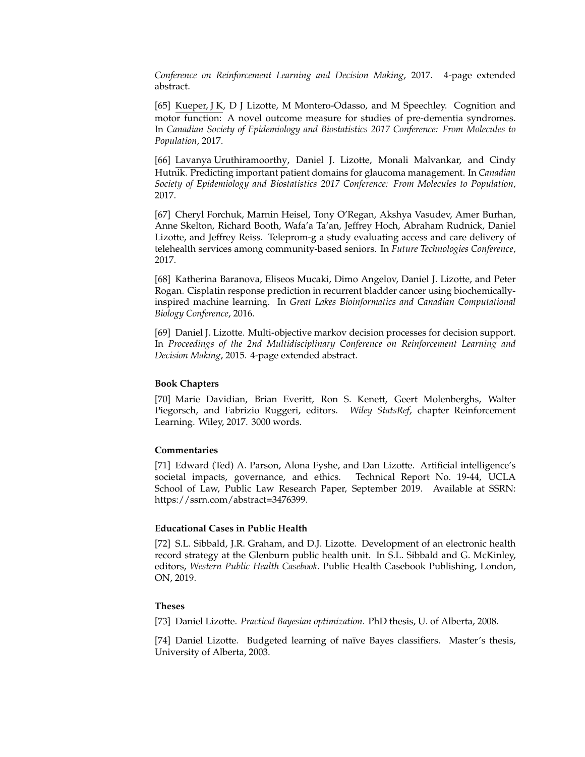*Conference on Reinforcement Learning and Decision Making*, 2017. 4-page extended abstract.

[65] Kueper, J K, D J Lizotte, M Montero-Odasso, and M Speechley. Cognition and motor function: A novel outcome measure for studies of pre-dementia syndromes. In *Canadian Society of Epidemiology and Biostatistics 2017 Conference: From Molecules to Population*, 2017.

[66] Lavanya Uruthiramoorthy, Daniel J. Lizotte, Monali Malvankar, and Cindy Hutnik. Predicting important patient domains for glaucoma management. In *Canadian Society of Epidemiology and Biostatistics 2017 Conference: From Molecules to Population*, 2017.

[67] Cheryl Forchuk, Marnin Heisel, Tony O'Regan, Akshya Vasudev, Amer Burhan, Anne Skelton, Richard Booth, Wafa'a Ta'an, Jeffrey Hoch, Abraham Rudnick, Daniel Lizotte, and Jeffrey Reiss. Teleprom-g a study evaluating access and care delivery of telehealth services among community-based seniors. In *Future Technologies Conference*, 2017.

[68] Katherina Baranova, Eliseos Mucaki, Dimo Angelov, Daniel J. Lizotte, and Peter Rogan. Cisplatin response prediction in recurrent bladder cancer using biochemically-inspired machine learning. In *Great Lakes Bioinformatics and Canadian Computational Biology Conference*, 2016.

[69] Daniel J. Lizotte. Multi-objective markov decision processes for decision support. In *Proceedings of the 2nd Multidisciplinary Conference on Reinforcement Learning and Decision Making*, 2015. 4-page extended abstract.

**Book Chapters**

[70] Marie Davidian, Brian Everitt, Ron S. Kenett, Geert Molenberghs, Walter Piegorsch, and Fabrizio Ruggeri, editors. *Wiley StatsRef*, chapter Reinforcement Learning. Wiley, 2017. 3000 words.

**Commentaries**

[71] Edward (Ted) A. Parson, Alona Fyshe, and Dan Lizotte. Artificial intelligence's societal impacts, governance, and ethics. Technical Report No. 19-44, UCLA School of Law, Public Law Research Paper, September 2019. Available at SSRN: https://ssrn.com/abstract=3476399.

**Educational Cases in Public Health**

[72] S.L. Sibbald, J.R. Graham, and D.J. Lizotte. Development of an electronic health record strategy at the Glenburn public health unit. In S.L. Sibbald and G. McKinley, editors, *Western Public Health Casebook*. Public Health Casebook Publishing, London, ON, 2019.

**Theses**

[73] Daniel Lizotte. *Practical Bayesian optimization*. PhD thesis, U. of Alberta, 2008.

[74] Daniel Lizotte. Budgeted learning of naïve Bayes classifiers. Master's thesis, University of Alberta, 2003.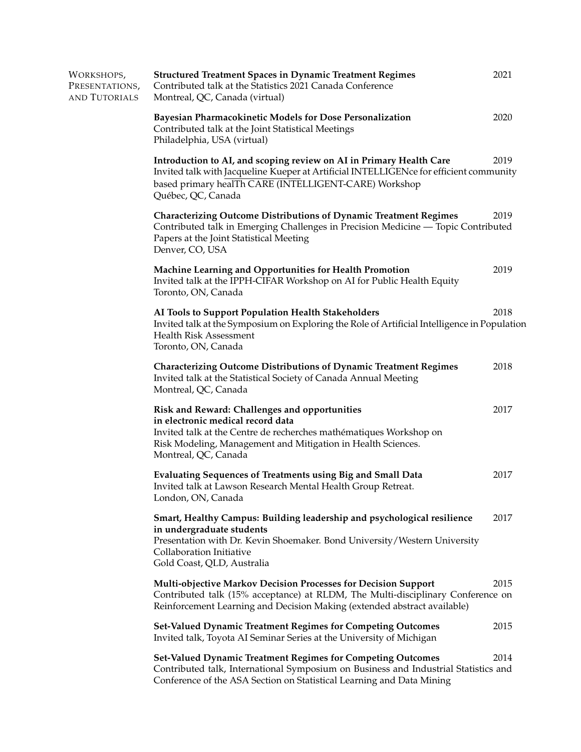## Workshops, Presentations, and Tutorials

**Structured Treatment Spaces in Dynamic Treatment Regimes** 2021
Contributed talk at the Statistics 2021 Canada Conference
Montreal, QC, Canada (virtual)

**Bayesian Pharmacokinetic Models for Dose Personalization** 2020
Contributed talk at the Joint Statistical Meetings
Philadelphia, USA (virtual)

**Introduction to AI, and scoping review on AI in Primary Health Care** 2019
Invited talk with Jacqueline Kueper at Artificial INTELLIGENce for efficient community based primary healTh CARE (INTELLIGENT-CARE) Workshop
Québec, QC, Canada

**Characterizing Outcome Distributions of Dynamic Treatment Regimes** 2019
Contributed talk in Emerging Challenges in Precision Medicine — Topic Contributed Papers at the Joint Statistical Meeting
Denver, CO, USA

**Machine Learning and Opportunities for Health Promotion** 2019
Invited talk at the IPPH-CIFAR Workshop on AI for Public Health Equity
Toronto, ON, Canada

**AI Tools to Support Population Health Stakeholders** 2018
Invited talk at the Symposium on Exploring the Role of Artificial Intelligence in Population Health Risk Assessment
Toronto, ON, Canada

**Characterizing Outcome Distributions of Dynamic Treatment Regimes** 2018
Invited talk at the Statistical Society of Canada Annual Meeting
Montreal, QC, Canada

**Risk and Reward: Challenges and opportunities in electronic medical record data** 2017
Invited talk at the Centre de recherches mathématiques Workshop on Risk Modeling, Management and Mitigation in Health Sciences.
Montreal, QC, Canada

**Evaluating Sequences of Treatments using Big and Small Data** 2017
Invited talk at Lawson Research Mental Health Group Retreat.
London, ON, Canada

**Smart, Healthy Campus: Building leadership and psychological resilience in undergraduate students** 2017
Presentation with Dr. Kevin Shoemaker. Bond University/Western University Collaboration Initiative
Gold Coast, QLD, Australia

**Multi-objective Markov Decision Processes for Decision Support** 2015
Contributed talk (15% acceptance) at RLDM, The Multi-disciplinary Conference on Reinforcement Learning and Decision Making (extended abstract available)

**Set-Valued Dynamic Treatment Regimes for Competing Outcomes** 2015
Invited talk, Toyota AI Seminar Series at the University of Michigan

**Set-Valued Dynamic Treatment Regimes for Competing Outcomes** 2014
Contributed talk, International Symposium on Business and Industrial Statistics and Conference of the ASA Section on Statistical Learning and Data Mining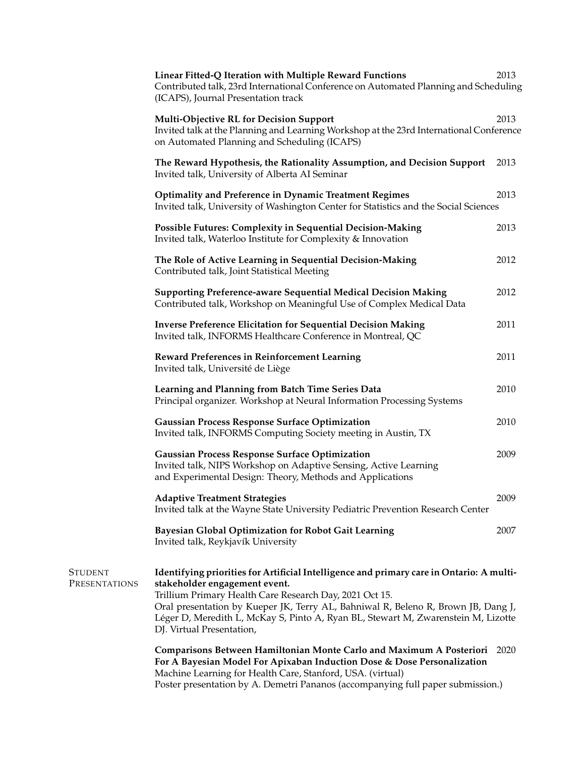**Linear Fitted-Q Iteration with Multiple Reward Functions** 2013
Contributed talk, 23rd International Conference on Automated Planning and Scheduling (ICAPS), Journal Presentation track

**Multi-Objective RL for Decision Support** 2013
Invited talk at the Planning and Learning Workshop at the 23rd International Conference on Automated Planning and Scheduling (ICAPS)

**The Reward Hypothesis, the Rationality Assumption, and Decision Support** 2013
Invited talk, University of Alberta AI Seminar

**Optimality and Preference in Dynamic Treatment Regimes** 2013
Invited talk, University of Washington Center for Statistics and the Social Sciences

**Possible Futures: Complexity in Sequential Decision-Making** 2013
Invited talk, Waterloo Institute for Complexity & Innovation

**The Role of Active Learning in Sequential Decision-Making** 2012
Contributed talk, Joint Statistical Meeting

**Supporting Preference-aware Sequential Medical Decision Making** 2012
Contributed talk, Workshop on Meaningful Use of Complex Medical Data

**Inverse Preference Elicitation for Sequential Decision Making** 2011
Invited talk, INFORMS Healthcare Conference in Montreal, QC

**Reward Preferences in Reinforcement Learning** 2011
Invited talk, Université de Liège

**Learning and Planning from Batch Time Series Data** 2010
Principal organizer. Workshop at Neural Information Processing Systems

**Gaussian Process Response Surface Optimization** 2010
Invited talk, INFORMS Computing Society meeting in Austin, TX

**Gaussian Process Response Surface Optimization** 2009
Invited talk, NIPS Workshop on Adaptive Sensing, Active Learning and Experimental Design: Theory, Methods and Applications

**Adaptive Treatment Strategies** 2009
Invited talk at the Wayne State University Pediatric Prevention Research Center

**Bayesian Global Optimization for Robot Gait Learning** 2007
Invited talk, Reykjavík University

## Student Presentations

**Identifying priorities for Artificial Intelligence and primary care in Ontario: A multi-stakeholder engagement event.**
Trillium Primary Health Care Research Day, 2021 Oct 15.
Oral presentation by Kueper JK, Terry AL, Bahniwal R, Beleno R, Brown JB, Dang J, Léger D, Meredith L, McKay S, Pinto A, Ryan BL, Stewart M, Zwarenstein M, Lizotte DJ. Virtual Presentation,

**Comparisons Between Hamiltonian Monte Carlo and Maximum A Posteriori For A Bayesian Model For Apixaban Induction Dose & Dose Personalization** 2020
Machine Learning for Health Care, Stanford, USA. (virtual)
Poster presentation by A. Demetri Pananos (accompanying full paper submission.)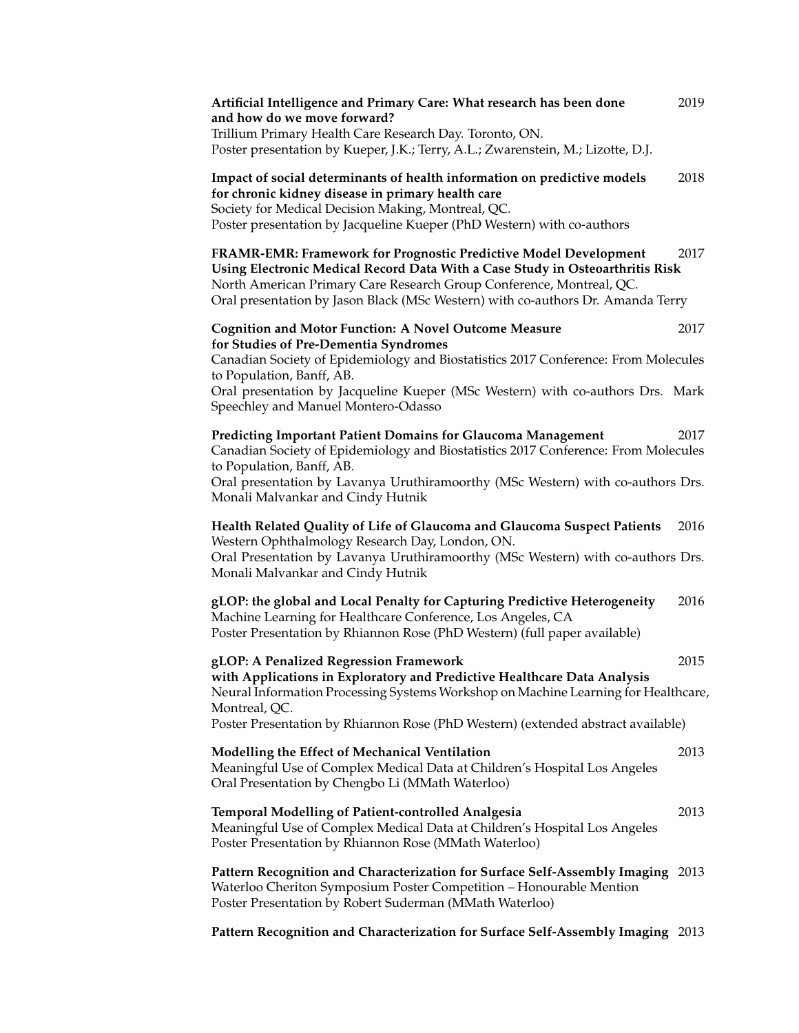**Artificial Intelligence and Primary Care: What research has been done and how do we move forward?** 2019
Trillium Primary Health Care Research Day. Toronto, ON.
Poster presentation by Kueper, J.K.; Terry, A.L.; Zwarenstein, M.; Lizotte, D.J.

**Impact of social determinants of health information on predictive models for chronic kidney disease in primary health care** 2018
Society for Medical Decision Making, Montreal, QC.
Poster presentation by Jacqueline Kueper (PhD Western) with co-authors

**FRAMR-EMR: Framework for Prognostic Predictive Model Development Using Electronic Medical Record Data With a Case Study in Osteoarthritis Risk** 2017
North American Primary Care Research Group Conference, Montreal, QC.
Oral presentation by Jason Black (MSc Western) with co-authors Dr. Amanda Terry

**Cognition and Motor Function: A Novel Outcome Measure for Studies of Pre-Dementia Syndromes** 2017
Canadian Society of Epidemiology and Biostatistics 2017 Conference: From Molecules to Population, Banff, AB.
Oral presentation by Jacqueline Kueper (MSc Western) with co-authors Drs. Mark Speechley and Manuel Montero-Odasso

**Predicting Important Patient Domains for Glaucoma Management** 2017
Canadian Society of Epidemiology and Biostatistics 2017 Conference: From Molecules to Population, Banff, AB.
Oral presentation by Lavanya Uruthiramoorthy (MSc Western) with co-authors Drs. Monali Malvankar and Cindy Hutnik

**Health Related Quality of Life of Glaucoma and Glaucoma Suspect Patients** 2016
Western Ophthalmology Research Day, London, ON.
Oral Presentation by Lavanya Uruthiramoorthy (MSc Western) with co-authors Drs. Monali Malvankar and Cindy Hutnik

**gLOP: the global and Local Penalty for Capturing Predictive Heterogeneity** 2016
Machine Learning for Healthcare Conference, Los Angeles, CA
Poster Presentation by Rhiannon Rose (PhD Western) (full paper available)

**gLOP: A Penalized Regression Framework with Applications in Exploratory and Predictive Healthcare Data Analysis** 2015
Neural Information Processing Systems Workshop on Machine Learning for Healthcare, Montreal, QC.
Poster Presentation by Rhiannon Rose (PhD Western) (extended abstract available)

**Modelling the Effect of Mechanical Ventilation** 2013
Meaningful Use of Complex Medical Data at Children's Hospital Los Angeles
Oral Presentation by Chengbo Li (MMath Waterloo)

**Temporal Modelling of Patient-controlled Analgesia** 2013
Meaningful Use of Complex Medical Data at Children's Hospital Los Angeles
Poster Presentation by Rhiannon Rose (MMath Waterloo)

**Pattern Recognition and Characterization for Surface Self-Assembly Imaging** 2013
Waterloo Cheriton Symposium Poster Competition – Honourable Mention
Poster Presentation by Robert Suderman (MMath Waterloo)

**Pattern Recognition and Characterization for Surface Self-Assembly Imaging** 2013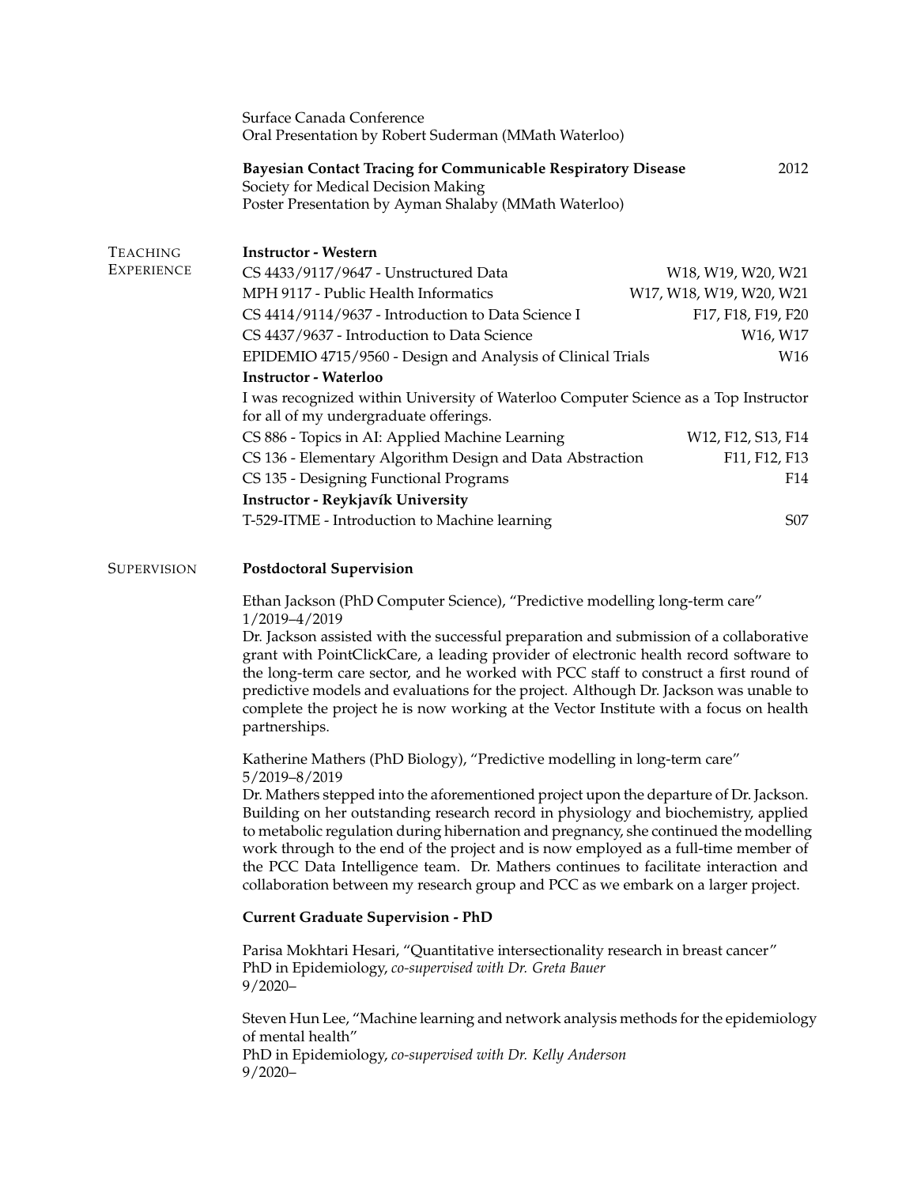Surface Canada Conference
Oral Presentation by Robert Suderman (MMath Waterloo)

**Bayesian Contact Tracing for Communicable Respiratory Disease** 2012
Society for Medical Decision Making
Poster Presentation by Ayman Shalaby (MMath Waterloo)

## Teaching Experience

**Instructor - Western**

| Course | Terms |
|---|---|
| CS 4433/9117/9647 - Unstructured Data | W18, W19, W20, W21 |
| MPH 9117 - Public Health Informatics | W17, W18, W19, W20, W21 |
| CS 4414/9114/9637 - Introduction to Data Science I | F17, F18, F19, F20 |
| CS 4437/9637 - Introduction to Data Science | W16, W17 |
| EPIDEMIO 4715/9560 - Design and Analysis of Clinical Trials | W16 |

**Instructor - Waterloo**

I was recognized within University of Waterloo Computer Science as a Top Instructor for all of my undergraduate offerings.

| Course | Terms |
|---|---|
| CS 886 - Topics in AI: Applied Machine Learning | W12, F12, S13, F14 |
| CS 136 - Elementary Algorithm Design and Data Abstraction | F11, F12, F13 |
| CS 135 - Designing Functional Programs | F14 |

**Instructor - Reykjavík University**

| Course | Terms |
|---|---|
| T-529-ITME - Introduction to Machine learning | S07 |

## Supervision

**Postdoctoral Supervision**

Ethan Jackson (PhD Computer Science), "Predictive modelling long-term care"
1/2019–4/2019
Dr. Jackson assisted with the successful preparation and submission of a collaborative grant with PointClickCare, a leading provider of electronic health record software to the long-term care sector, and he worked with PCC staff to construct a first round of predictive models and evaluations for the project. Although Dr. Jackson was unable to complete the project he is now working at the Vector Institute with a focus on health partnerships.

Katherine Mathers (PhD Biology), "Predictive modelling in long-term care"
5/2019–8/2019
Dr. Mathers stepped into the aforementioned project upon the departure of Dr. Jackson. Building on her outstanding research record in physiology and biochemistry, applied to metabolic regulation during hibernation and pregnancy, she continued the modelling work through to the end of the project and is now employed as a full-time member of the PCC Data Intelligence team. Dr. Mathers continues to facilitate interaction and collaboration between my research group and PCC as we embark on a larger project.

**Current Graduate Supervision - PhD**

Parisa Mokhtari Hesari, "Quantitative intersectionality research in breast cancer"
PhD in Epidemiology, *co-supervised with Dr. Greta Bauer*
9/2020–

Steven Hun Lee, "Machine learning and network analysis methods for the epidemiology of mental health"
PhD in Epidemiology, *co-supervised with Dr. Kelly Anderson*
9/2020–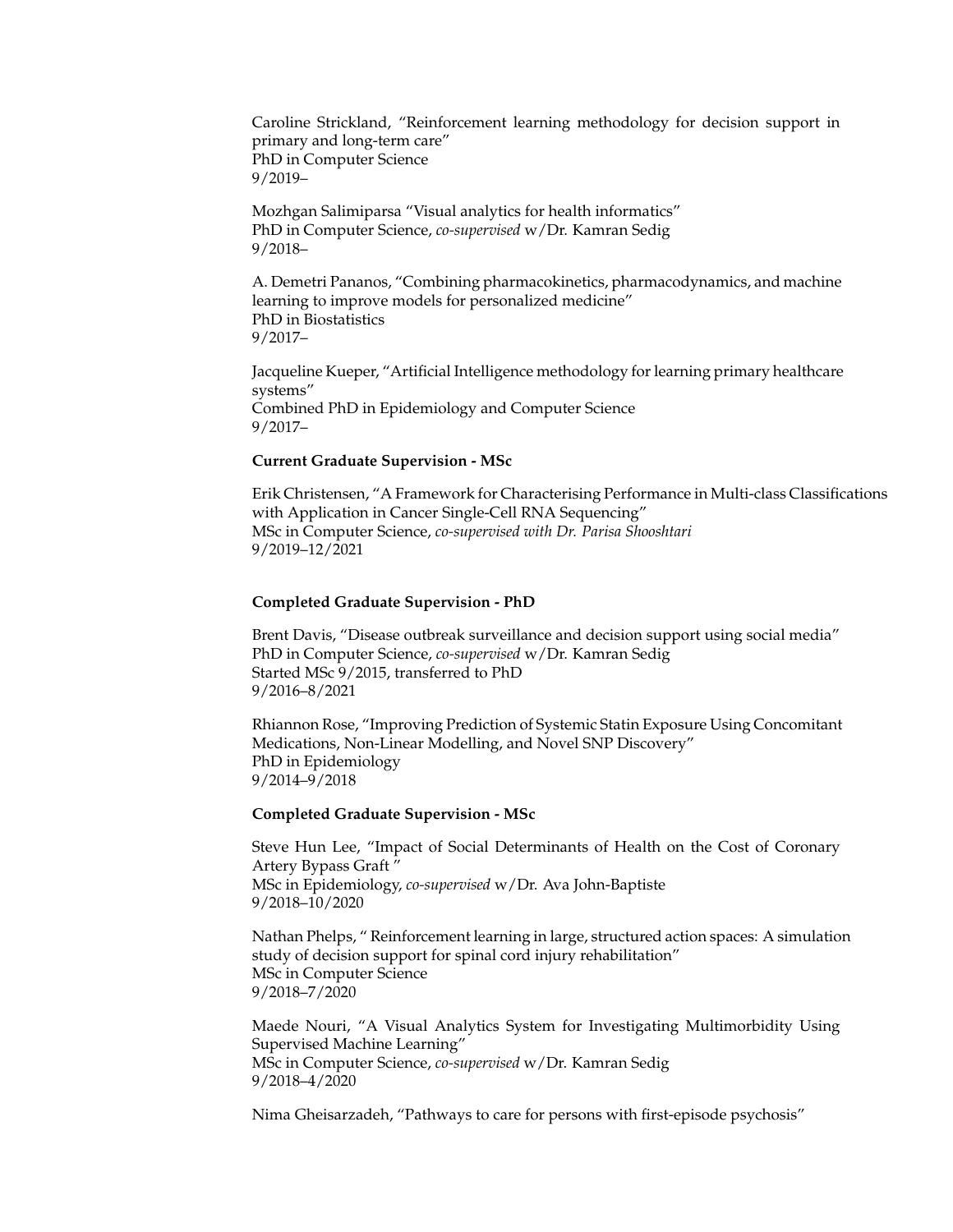Caroline Strickland, "Reinforcement learning methodology for decision support in primary and long-term care"
PhD in Computer Science
9/2019–

Mozhgan Salimiparsa "Visual analytics for health informatics"
PhD in Computer Science, *co-supervised* w/Dr. Kamran Sedig
9/2018–

A. Demetri Pananos, "Combining pharmacokinetics, pharmacodynamics, and machine learning to improve models for personalized medicine"
PhD in Biostatistics
9/2017–

Jacqueline Kueper, "Artificial Intelligence methodology for learning primary healthcare systems"
Combined PhD in Epidemiology and Computer Science
9/2017–

**Current Graduate Supervision - MSc**

Erik Christensen, "A Framework for Characterising Performance in Multi-class Classifications with Application in Cancer Single-Cell RNA Sequencing"
MSc in Computer Science, *co-supervised with Dr. Parisa Shooshtari*
9/2019–12/2021

**Completed Graduate Supervision - PhD**

Brent Davis, "Disease outbreak surveillance and decision support using social media"
PhD in Computer Science, *co-supervised* w/Dr. Kamran Sedig
Started MSc 9/2015, transferred to PhD
9/2016–8/2021

Rhiannon Rose, "Improving Prediction of Systemic Statin Exposure Using Concomitant Medications, Non-Linear Modelling, and Novel SNP Discovery"
PhD in Epidemiology
9/2014–9/2018

**Completed Graduate Supervision - MSc**

Steve Hun Lee, "Impact of Social Determinants of Health on the Cost of Coronary Artery Bypass Graft "
MSc in Epidemiology, *co-supervised* w/Dr. Ava John-Baptiste
9/2018–10/2020

Nathan Phelps, " Reinforcement learning in large, structured action spaces: A simulation study of decision support for spinal cord injury rehabilitation"
MSc in Computer Science
9/2018–7/2020

Maede Nouri, "A Visual Analytics System for Investigating Multimorbidity Using Supervised Machine Learning"
MSc in Computer Science, *co-supervised* w/Dr. Kamran Sedig
9/2018–4/2020

Nima Gheisarzadeh, "Pathways to care for persons with first-episode psychosis"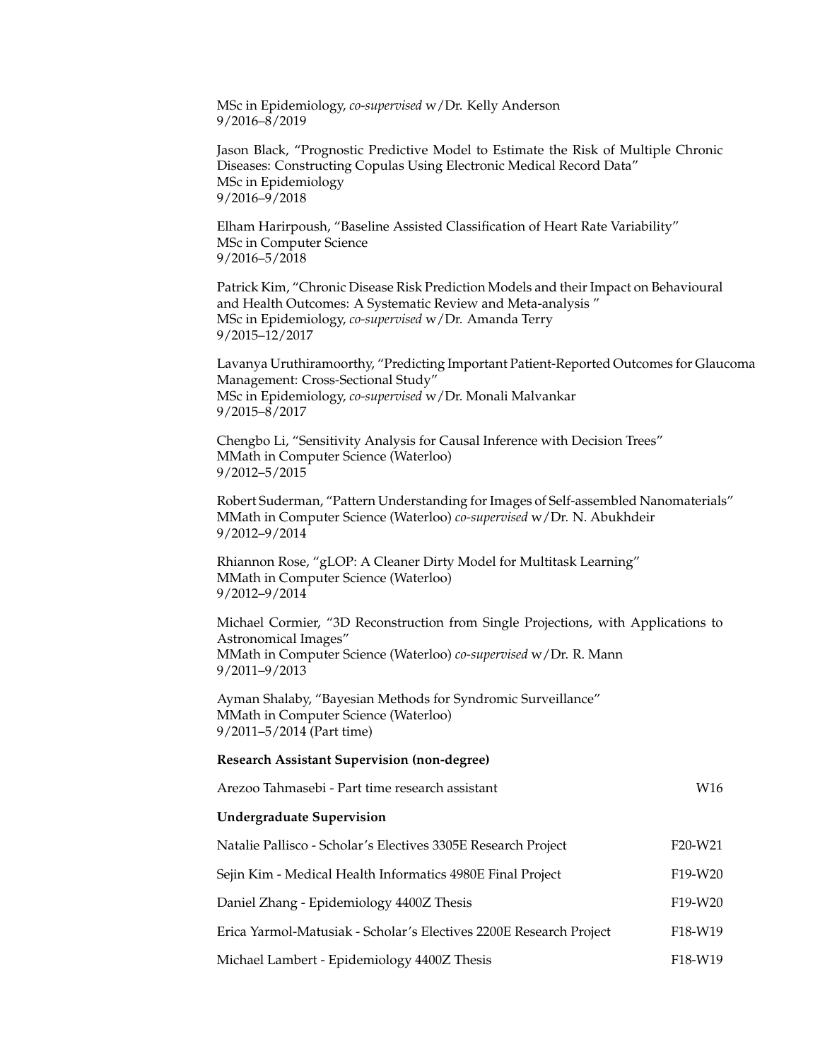MSc in Epidemiology, *co-supervised* w/Dr. Kelly Anderson
9/2016–8/2019

Jason Black, "Prognostic Predictive Model to Estimate the Risk of Multiple Chronic Diseases: Constructing Copulas Using Electronic Medical Record Data"
MSc in Epidemiology
9/2016–9/2018

Elham Harirpoush, "Baseline Assisted Classification of Heart Rate Variability"
MSc in Computer Science
9/2016–5/2018

Patrick Kim, "Chronic Disease Risk Prediction Models and their Impact on Behavioural and Health Outcomes: A Systematic Review and Meta-analysis "
MSc in Epidemiology, *co-supervised* w/Dr. Amanda Terry
9/2015–12/2017

Lavanya Uruthiramoorthy, "Predicting Important Patient-Reported Outcomes for Glaucoma Management: Cross-Sectional Study"
MSc in Epidemiology, *co-supervised* w/Dr. Monali Malvankar
9/2015–8/2017

Chengbo Li, "Sensitivity Analysis for Causal Inference with Decision Trees"
MMath in Computer Science (Waterloo)
9/2012–5/2015

Robert Suderman, "Pattern Understanding for Images of Self-assembled Nanomaterials"
MMath in Computer Science (Waterloo) *co-supervised* w/Dr. N. Abukhdeir
9/2012–9/2014

Rhiannon Rose, "gLOP: A Cleaner Dirty Model for Multitask Learning"
MMath in Computer Science (Waterloo)
9/2012–9/2014

Michael Cormier, "3D Reconstruction from Single Projections, with Applications to Astronomical Images"
MMath in Computer Science (Waterloo) *co-supervised* w/Dr. R. Mann
9/2011–9/2013

Ayman Shalaby, "Bayesian Methods for Syndromic Surveillance"
MMath in Computer Science (Waterloo)
9/2011–5/2014 (Part time)

**Research Assistant Supervision (non-degree)**

Arezoo Tahmasebi - Part time research assistant — W16

**Undergraduate Supervision**

Natalie Pallisco - Scholar's Electives 3305E Research Project — F20-W21

Sejin Kim - Medical Health Informatics 4980E Final Project — F19-W20

Daniel Zhang - Epidemiology 4400Z Thesis — F19-W20

Erica Yarmol-Matusiak - Scholar's Electives 2200E Research Project — F18-W19

Michael Lambert - Epidemiology 4400Z Thesis — F18-W19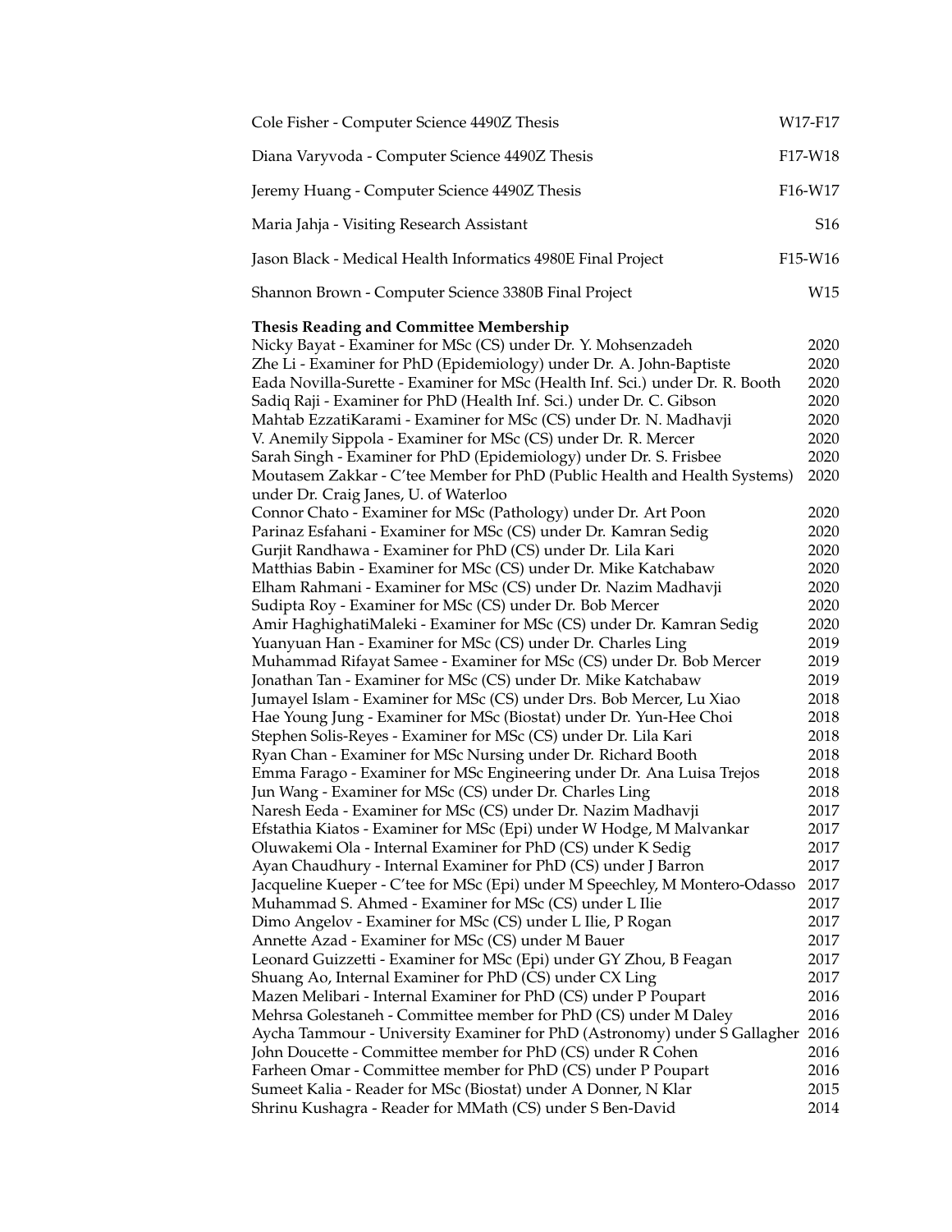Cole Fisher - Computer Science 4490Z Thesis W17-F17

Diana Varyvoda - Computer Science 4490Z Thesis F17-W18

Jeremy Huang - Computer Science 4490Z Thesis F16-W17

Maria Jahja - Visiting Research Assistant S16

Jason Black - Medical Health Informatics 4980E Final Project F15-W16

Shannon Brown - Computer Science 3380B Final Project W15

**Thesis Reading and Committee Membership**

Nicky Bayat - Examiner for MSc (CS) under Dr. Y. Mohsenzadeh 2020
Zhe Li - Examiner for PhD (Epidemiology) under Dr. A. John-Baptiste 2020
Eada Novilla-Surette - Examiner for MSc (Health Inf. Sci.) under Dr. R. Booth 2020
Sadiq Raji - Examiner for PhD (Health Inf. Sci.) under Dr. C. Gibson 2020
Mahtab EzzatiKarami - Examiner for MSc (CS) under Dr. N. Madhavji 2020
V. Anemily Sippola - Examiner for MSc (CS) under Dr. R. Mercer 2020
Sarah Singh - Examiner for PhD (Epidemiology) under Dr. S. Frisbee 2020
Moutasem Zakkar - C'tee Member for PhD (Public Health and Health Systems) under Dr. Craig Janes, U. of Waterloo 2020
Connor Chato - Examiner for MSc (Pathology) under Dr. Art Poon 2020
Parinaz Esfahani - Examiner for MSc (CS) under Dr. Kamran Sedig 2020
Gurjit Randhawa - Examiner for PhD (CS) under Dr. Lila Kari 2020
Matthias Babin - Examiner for MSc (CS) under Dr. Mike Katchabaw 2020
Elham Rahmani - Examiner for MSc (CS) under Dr. Nazim Madhavji 2020
Sudipta Roy - Examiner for MSc (CS) under Dr. Bob Mercer 2020
Amir HaghighatiMaleki - Examiner for MSc (CS) under Dr. Kamran Sedig 2020
Yuanyuan Han - Examiner for MSc (CS) under Dr. Charles Ling 2019
Muhammad Rifayat Samee - Examiner for MSc (CS) under Dr. Bob Mercer 2019
Jonathan Tan - Examiner for MSc (CS) under Dr. Mike Katchabaw 2019
Jumayel Islam - Examiner for MSc (CS) under Drs. Bob Mercer, Lu Xiao 2018
Hae Young Jung - Examiner for MSc (Biostat) under Dr. Yun-Hee Choi 2018
Stephen Solis-Reyes - Examiner for MSc (CS) under Dr. Lila Kari 2018
Ryan Chan - Examiner for MSc Nursing under Dr. Richard Booth 2018
Emma Farago - Examiner for MSc Engineering under Dr. Ana Luisa Trejos 2018
Jun Wang - Examiner for MSc (CS) under Dr. Charles Ling 2018
Naresh Eeda - Examiner for MSc (CS) under Dr. Nazim Madhavji 2017
Efstathia Kiatos - Examiner for MSc (Epi) under W Hodge, M Malvankar 2017
Oluwakemi Ola - Internal Examiner for PhD (CS) under K Sedig 2017
Ayan Chaudhury - Internal Examiner for PhD (CS) under J Barron 2017
Jacqueline Kueper - C'tee for MSc (Epi) under M Speechley, M Montero-Odasso 2017
Muhammad S. Ahmed - Examiner for MSc (CS) under L Ilie 2017
Dimo Angelov - Examiner for MSc (CS) under L Ilie, P Rogan 2017
Annette Azad - Examiner for MSc (CS) under M Bauer 2017
Leonard Guizzetti - Examiner for MSc (Epi) under GY Zhou, B Feagan 2017
Shuang Ao, Internal Examiner for PhD (CS) under CX Ling 2017
Mazen Melibari - Internal Examiner for PhD (CS) under P Poupart 2016
Mehrsa Golestaneh - Committee member for PhD (CS) under M Daley 2016
Aycha Tammour - University Examiner for PhD (Astronomy) under S Gallagher 2016
John Doucette - Committee member for PhD (CS) under R Cohen 2016
Farheen Omar - Committee member for PhD (CS) under P Poupart 2016
Sumeet Kalia - Reader for MSc (Biostat) under A Donner, N Klar 2015
Shrinu Kushagra - Reader for MMath (CS) under S Ben-David 2014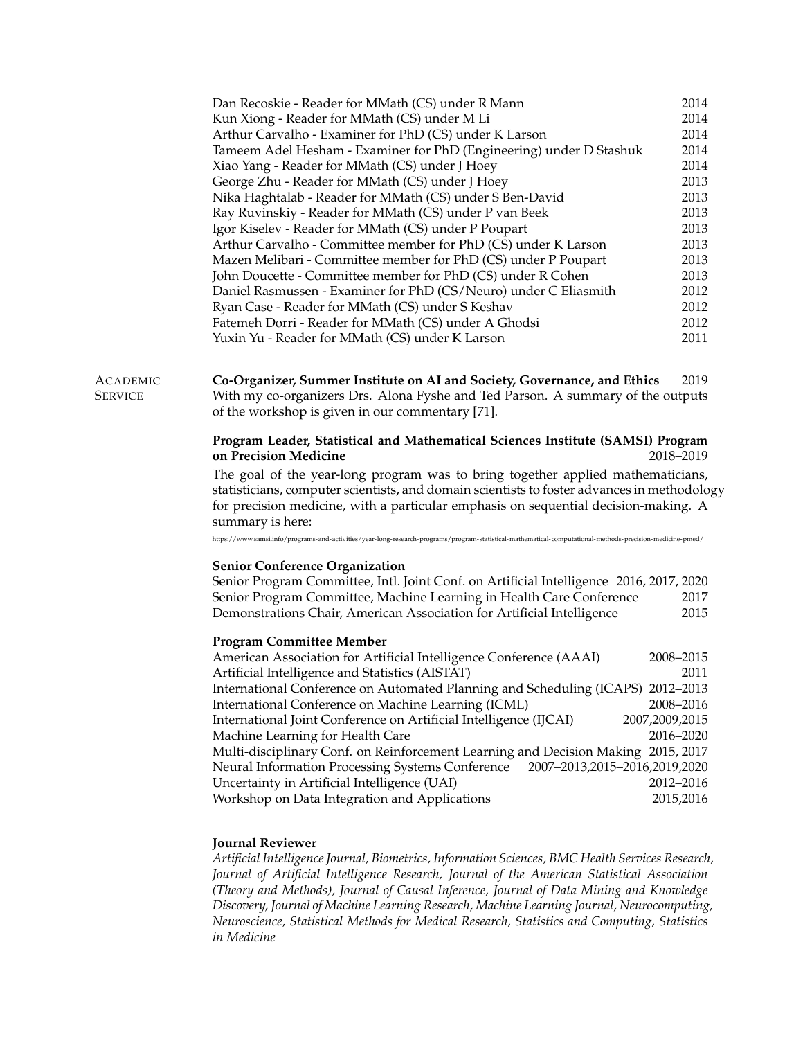| | |
|---|---|
| Dan Recoskie - Reader for MMath (CS) under R Mann | 2014 |
| Kun Xiong - Reader for MMath (CS) under M Li | 2014 |
| Arthur Carvalho - Examiner for PhD (CS) under K Larson | 2014 |
| Tameem Adel Hesham - Examiner for PhD (Engineering) under D Stashuk | 2014 |
| Xiao Yang - Reader for MMath (CS) under J Hoey | 2014 |
| George Zhu - Reader for MMath (CS) under J Hoey | 2013 |
| Nika Haghtalab - Reader for MMath (CS) under S Ben-David | 2013 |
| Ray Ruvinskiy - Reader for MMath (CS) under P van Beek | 2013 |
| Igor Kiselev - Reader for MMath (CS) under P Poupart | 2013 |
| Arthur Carvalho - Committee member for PhD (CS) under K Larson | 2013 |
| Mazen Melibari - Committee member for PhD (CS) under P Poupart | 2013 |
| John Doucette - Committee member for PhD (CS) under R Cohen | 2013 |
| Daniel Rasmussen - Examiner for PhD (CS/Neuro) under C Eliasmith | 2012 |
| Ryan Case - Reader for MMath (CS) under S Keshav | 2012 |
| Fatemeh Dorri - Reader for MMath (CS) under A Ghodsi | 2012 |
| Yuxin Yu - Reader for MMath (CS) under K Larson | 2011 |

## Academic Service

**Co-Organizer, Summer Institute on AI and Society, Governance, and Ethics** 2019

With my co-organizers Drs. Alona Fyshe and Ted Parson. A summary of the outputs of the workshop is given in our commentary [71].

**Program Leader, Statistical and Mathematical Sciences Institute (SAMSI) Program on Precision Medicine** 2018–2019

The goal of the year-long program was to bring together applied mathematicians, statisticians, computer scientists, and domain scientists to foster advances in methodology for precision medicine, with a particular emphasis on sequential decision-making. A summary is here:

https://www.samsi.info/programs-and-activities/year-long-research-programs/program-statistical-mathematical-computational-methods-precision-medicine-pmed/

**Senior Conference Organization**

| | |
|---|---|
| Senior Program Committee, Intl. Joint Conf. on Artificial Intelligence | 2016, 2017, 2020 |
| Senior Program Committee, Machine Learning in Health Care Conference | 2017 |
| Demonstrations Chair, American Association for Artificial Intelligence | 2015 |

**Program Committee Member**

| | |
|---|---|
| American Association for Artificial Intelligence Conference (AAAI) | 2008–2015 |
| Artificial Intelligence and Statistics (AISTAT) | 2011 |
| International Conference on Automated Planning and Scheduling (ICAPS) | 2012–2013 |
| International Conference on Machine Learning (ICML) | 2008–2016 |
| International Joint Conference on Artificial Intelligence (IJCAI) | 2007,2009,2015 |
| Machine Learning for Health Care | 2016–2020 |
| Multi-disciplinary Conf. on Reinforcement Learning and Decision Making | 2015, 2017 |
| Neural Information Processing Systems Conference | 2007–2013,2015–2016,2019,2020 |
| Uncertainty in Artificial Intelligence (UAI) | 2012–2016 |
| Workshop on Data Integration and Applications | 2015,2016 |

**Journal Reviewer**

*Artificial Intelligence Journal, Biometrics, Information Sciences, BMC Health Services Research, Journal of Artificial Intelligence Research, Journal of the American Statistical Association (Theory and Methods), Journal of Causal Inference, Journal of Data Mining and Knowledge Discovery, Journal of Machine Learning Research, Machine Learning Journal, Neurocomputing, Neuroscience, Statistical Methods for Medical Research, Statistics and Computing, Statistics in Medicine*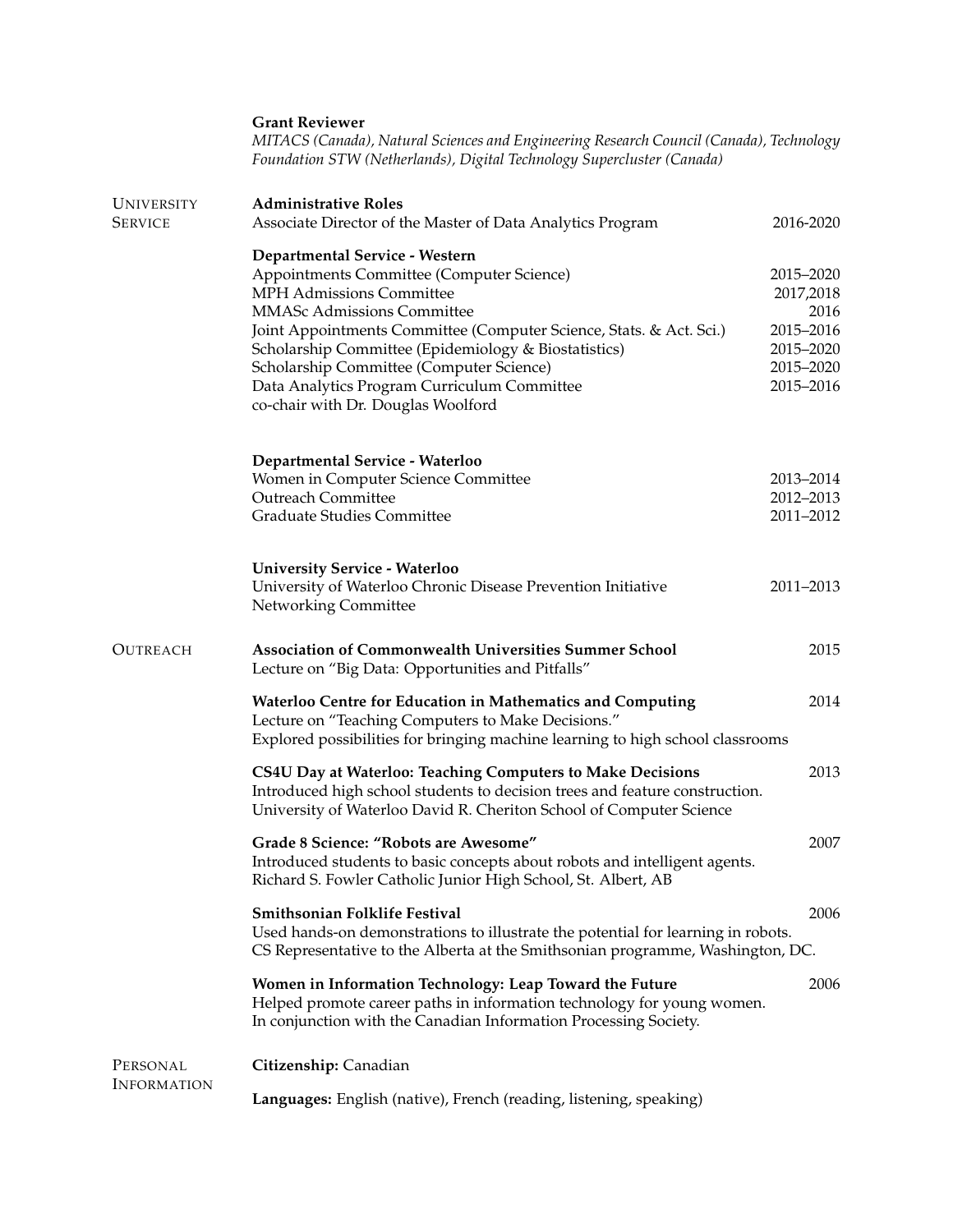**Grant Reviewer**
*MITACS (Canada), Natural Sciences and Engineering Research Council (Canada), Technology Foundation STW (Netherlands), Digital Technology Supercluster (Canada)*

## University Service

**Administrative Roles**
Associate Director of the Master of Data Analytics Program — 2016-2020

**Departmental Service - Western**
Appointments Committee (Computer Science) — 2015–2020
MPH Admissions Committee — 2017,2018
MMASc Admissions Committee — 2016
Joint Appointments Committee (Computer Science, Stats. & Act. Sci.) — 2015–2016
Scholarship Committee (Epidemiology & Biostatistics) — 2015–2020
Scholarship Committee (Computer Science) — 2015–2020
Data Analytics Program Curriculum Committee — 2015–2016
co-chair with Dr. Douglas Woolford

**Departmental Service - Waterloo**
Women in Computer Science Committee — 2013–2014
Outreach Committee — 2012–2013
Graduate Studies Committee — 2011–2012

**University Service - Waterloo**
University of Waterloo Chronic Disease Prevention Initiative Networking Committee — 2011–2013

## Outreach

**Association of Commonwealth Universities Summer School** — 2015
Lecture on "Big Data: Opportunities and Pitfalls"

**Waterloo Centre for Education in Mathematics and Computing** — 2014
Lecture on "Teaching Computers to Make Decisions."
Explored possibilities for bringing machine learning to high school classrooms

**CS4U Day at Waterloo: Teaching Computers to Make Decisions** — 2013
Introduced high school students to decision trees and feature construction.
University of Waterloo David R. Cheriton School of Computer Science

**Grade 8 Science: "Robots are Awesome"** — 2007
Introduced students to basic concepts about robots and intelligent agents.
Richard S. Fowler Catholic Junior High School, St. Albert, AB

**Smithsonian Folklife Festival** — 2006
Used hands-on demonstrations to illustrate the potential for learning in robots.
CS Representative to the Alberta at the Smithsonian programme, Washington, DC.

**Women in Information Technology: Leap Toward the Future** — 2006
Helped promote career paths in information technology for young women.
In conjunction with the Canadian Information Processing Society.

## Personal Information

**Citizenship:** Canadian

**Languages:** English (native), French (reading, listening, speaking)